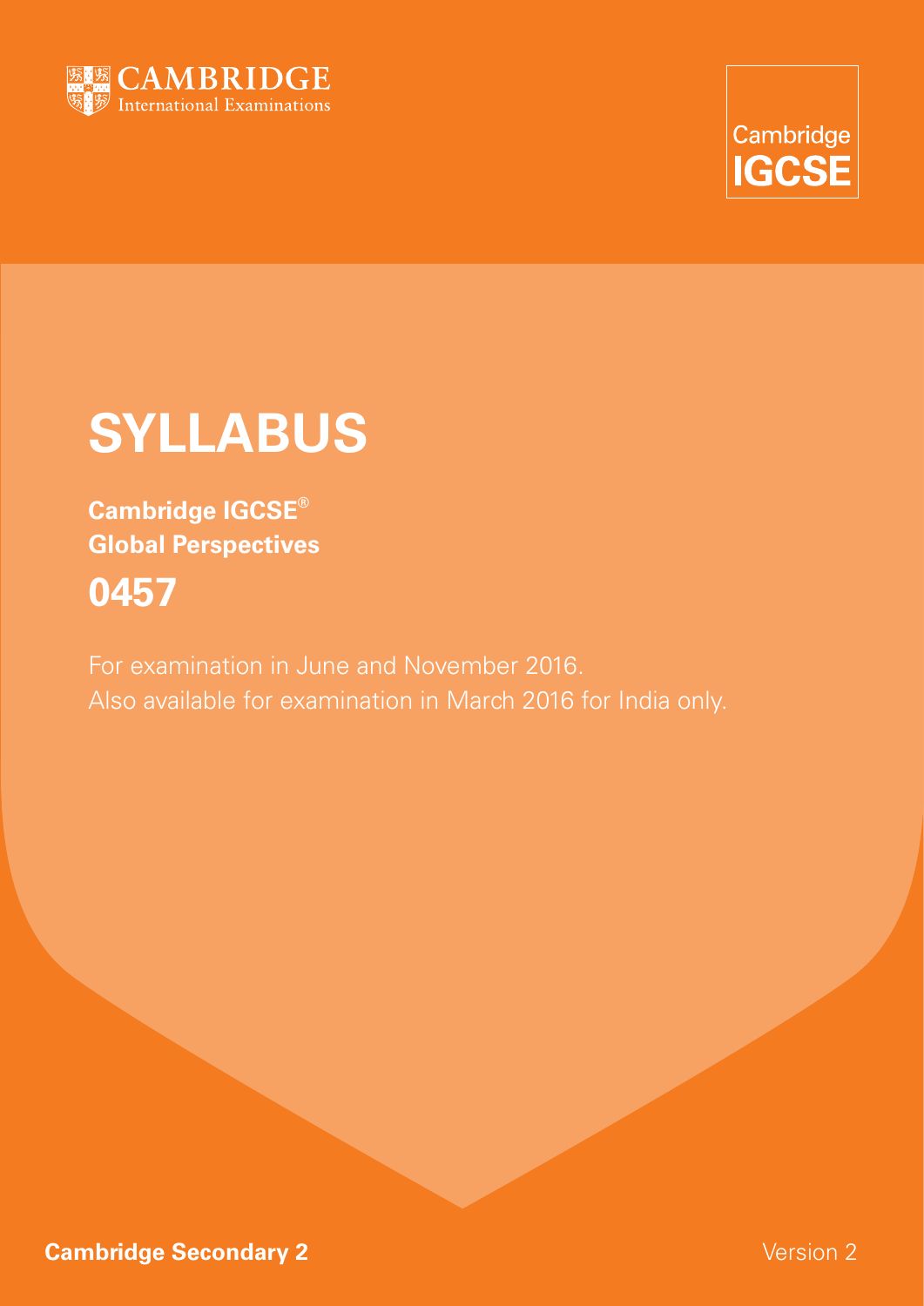CAMBRIDGE
International Examinations

Cambridge
IGCSE

# SYLLABUS

**Cambridge IGCSE®**
**Global Perspectives**

## 0457

For examination in June and November 2016.
Also available for examination in March 2016 for India only.

**Cambridge Secondary 2**

Version 2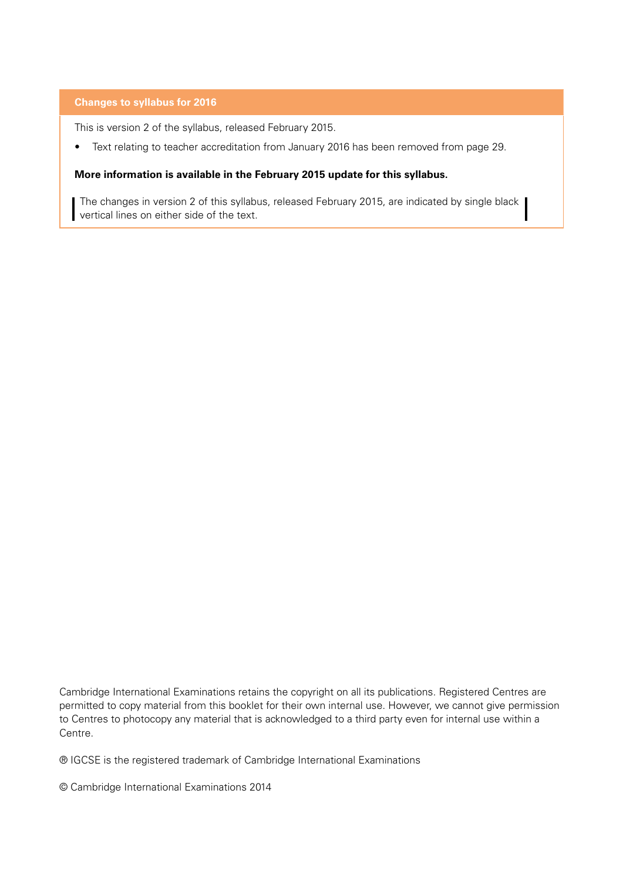## Changes to syllabus for 2016

This is version 2 of the syllabus, released February 2015.

- Text relating to teacher accreditation from January 2016 has been removed from page 29.

**More information is available in the February 2015 update for this syllabus.**

The changes in version 2 of this syllabus, released February 2015, are indicated by single black vertical lines on either side of the text.

Cambridge International Examinations retains the copyright on all its publications. Registered Centres are permitted to copy material from this booklet for their own internal use. However, we cannot give permission to Centres to photocopy any material that is acknowledged to a third party even for internal use within a Centre.

® IGCSE is the registered trademark of Cambridge International Examinations

© Cambridge International Examinations 2014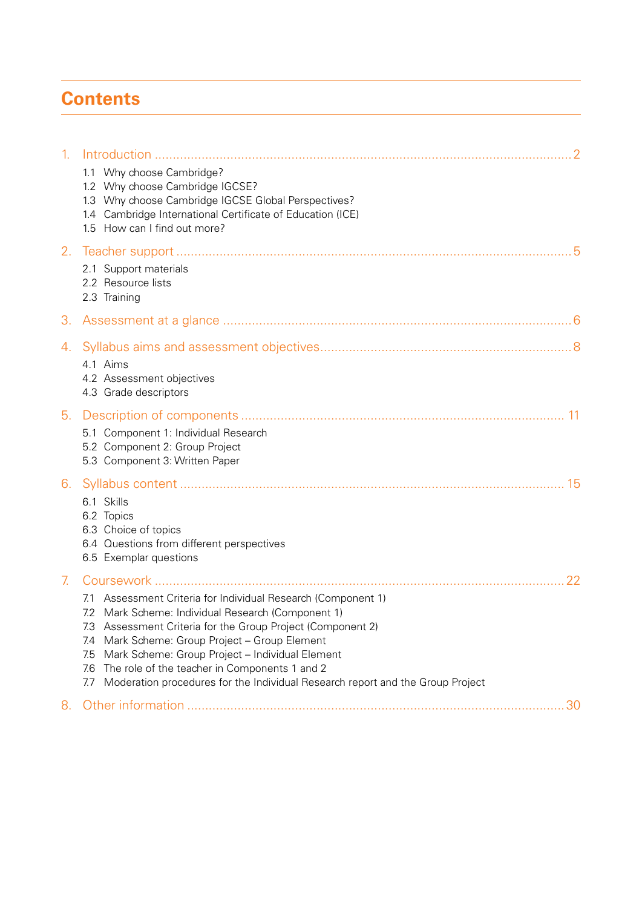# Contents

1. Introduction ..... 2
   - 1.1 Why choose Cambridge?
   - 1.2 Why choose Cambridge IGCSE?
   - 1.3 Why choose Cambridge IGCSE Global Perspectives?
   - 1.4 Cambridge International Certificate of Education (ICE)
   - 1.5 How can I find out more?
2. Teacher support ..... 5
   - 2.1 Support materials
   - 2.2 Resource lists
   - 2.3 Training
3. Assessment at a glance ..... 6
4. Syllabus aims and assessment objectives ..... 8
   - 4.1 Aims
   - 4.2 Assessment objectives
   - 4.3 Grade descriptors
5. Description of components ..... 11
   - 5.1 Component 1: Individual Research
   - 5.2 Component 2: Group Project
   - 5.3 Component 3: Written Paper
6. Syllabus content ..... 15
   - 6.1 Skills
   - 6.2 Topics
   - 6.3 Choice of topics
   - 6.4 Questions from different perspectives
   - 6.5 Exemplar questions
7. Coursework ..... 22
   - 7.1 Assessment Criteria for Individual Research (Component 1)
   - 7.2 Mark Scheme: Individual Research (Component 1)
   - 7.3 Assessment Criteria for the Group Project (Component 2)
   - 7.4 Mark Scheme: Group Project – Group Element
   - 7.5 Mark Scheme: Group Project – Individual Element
   - 7.6 The role of the teacher in Components 1 and 2
   - 7.7 Moderation procedures for the Individual Research report and the Group Project
8. Other information ..... 30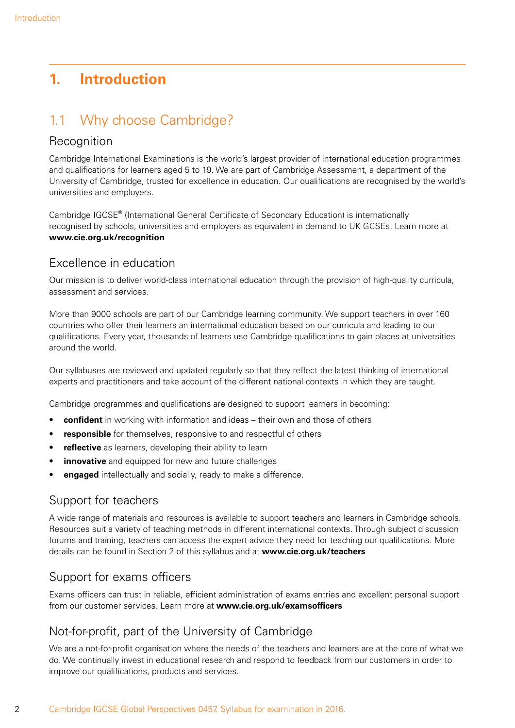# 1. Introduction

## 1.1 Why choose Cambridge?

### Recognition

Cambridge International Examinations is the world's largest provider of international education programmes and qualifications for learners aged 5 to 19. We are part of Cambridge Assessment, a department of the University of Cambridge, trusted for excellence in education. Our qualifications are recognised by the world's universities and employers.

Cambridge IGCSE® (International General Certificate of Secondary Education) is internationally recognised by schools, universities and employers as equivalent in demand to UK GCSEs. Learn more at **www.cie.org.uk/recognition**

### Excellence in education

Our mission is to deliver world-class international education through the provision of high-quality curricula, assessment and services.

More than 9000 schools are part of our Cambridge learning community. We support teachers in over 160 countries who offer their learners an international education based on our curricula and leading to our qualifications. Every year, thousands of learners use Cambridge qualifications to gain places at universities around the world.

Our syllabuses are reviewed and updated regularly so that they reflect the latest thinking of international experts and practitioners and take account of the different national contexts in which they are taught.

Cambridge programmes and qualifications are designed to support learners in becoming:

- **confident** in working with information and ideas – their own and those of others
- **responsible** for themselves, responsive to and respectful of others
- **reflective** as learners, developing their ability to learn
- **innovative** and equipped for new and future challenges
- **engaged** intellectually and socially, ready to make a difference.

### Support for teachers

A wide range of materials and resources is available to support teachers and learners in Cambridge schools. Resources suit a variety of teaching methods in different international contexts. Through subject discussion forums and training, teachers can access the expert advice they need for teaching our qualifications. More details can be found in Section 2 of this syllabus and at **www.cie.org.uk/teachers**

### Support for exams officers

Exams officers can trust in reliable, efficient administration of exams entries and excellent personal support from our customer services. Learn more at **www.cie.org.uk/examsofficers**

### Not-for-profit, part of the University of Cambridge

We are a not-for-profit organisation where the needs of the teachers and learners are at the core of what we do. We continually invest in educational research and respond to feedback from our customers in order to improve our qualifications, products and services.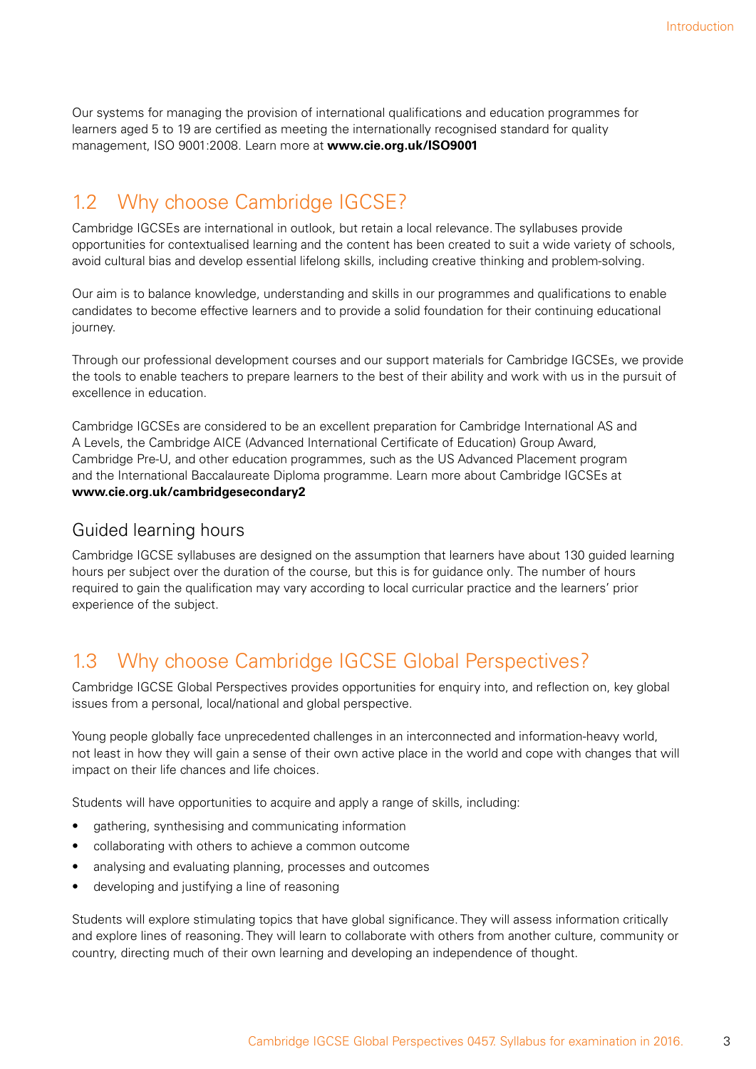Our systems for managing the provision of international qualifications and education programmes for learners aged 5 to 19 are certified as meeting the internationally recognised standard for quality management, ISO 9001:2008. Learn more at **www.cie.org.uk/ISO9001**

## 1.2 Why choose Cambridge IGCSE?

Cambridge IGCSEs are international in outlook, but retain a local relevance. The syllabuses provide opportunities for contextualised learning and the content has been created to suit a wide variety of schools, avoid cultural bias and develop essential lifelong skills, including creative thinking and problem-solving.

Our aim is to balance knowledge, understanding and skills in our programmes and qualifications to enable candidates to become effective learners and to provide a solid foundation for their continuing educational journey.

Through our professional development courses and our support materials for Cambridge IGCSEs, we provide the tools to enable teachers to prepare learners to the best of their ability and work with us in the pursuit of excellence in education.

Cambridge IGCSEs are considered to be an excellent preparation for Cambridge International AS and A Levels, the Cambridge AICE (Advanced International Certificate of Education) Group Award, Cambridge Pre-U, and other education programmes, such as the US Advanced Placement program and the International Baccalaureate Diploma programme. Learn more about Cambridge IGCSEs at **www.cie.org.uk/cambridgesecondary2**

### Guided learning hours

Cambridge IGCSE syllabuses are designed on the assumption that learners have about 130 guided learning hours per subject over the duration of the course, but this is for guidance only. The number of hours required to gain the qualification may vary according to local curricular practice and the learners' prior experience of the subject.

## 1.3 Why choose Cambridge IGCSE Global Perspectives?

Cambridge IGCSE Global Perspectives provides opportunities for enquiry into, and reflection on, key global issues from a personal, local/national and global perspective.

Young people globally face unprecedented challenges in an interconnected and information-heavy world, not least in how they will gain a sense of their own active place in the world and cope with changes that will impact on their life chances and life choices.

Students will have opportunities to acquire and apply a range of skills, including:

- gathering, synthesising and communicating information
- collaborating with others to achieve a common outcome
- analysing and evaluating planning, processes and outcomes
- developing and justifying a line of reasoning

Students will explore stimulating topics that have global significance. They will assess information critically and explore lines of reasoning. They will learn to collaborate with others from another culture, community or country, directing much of their own learning and developing an independence of thought.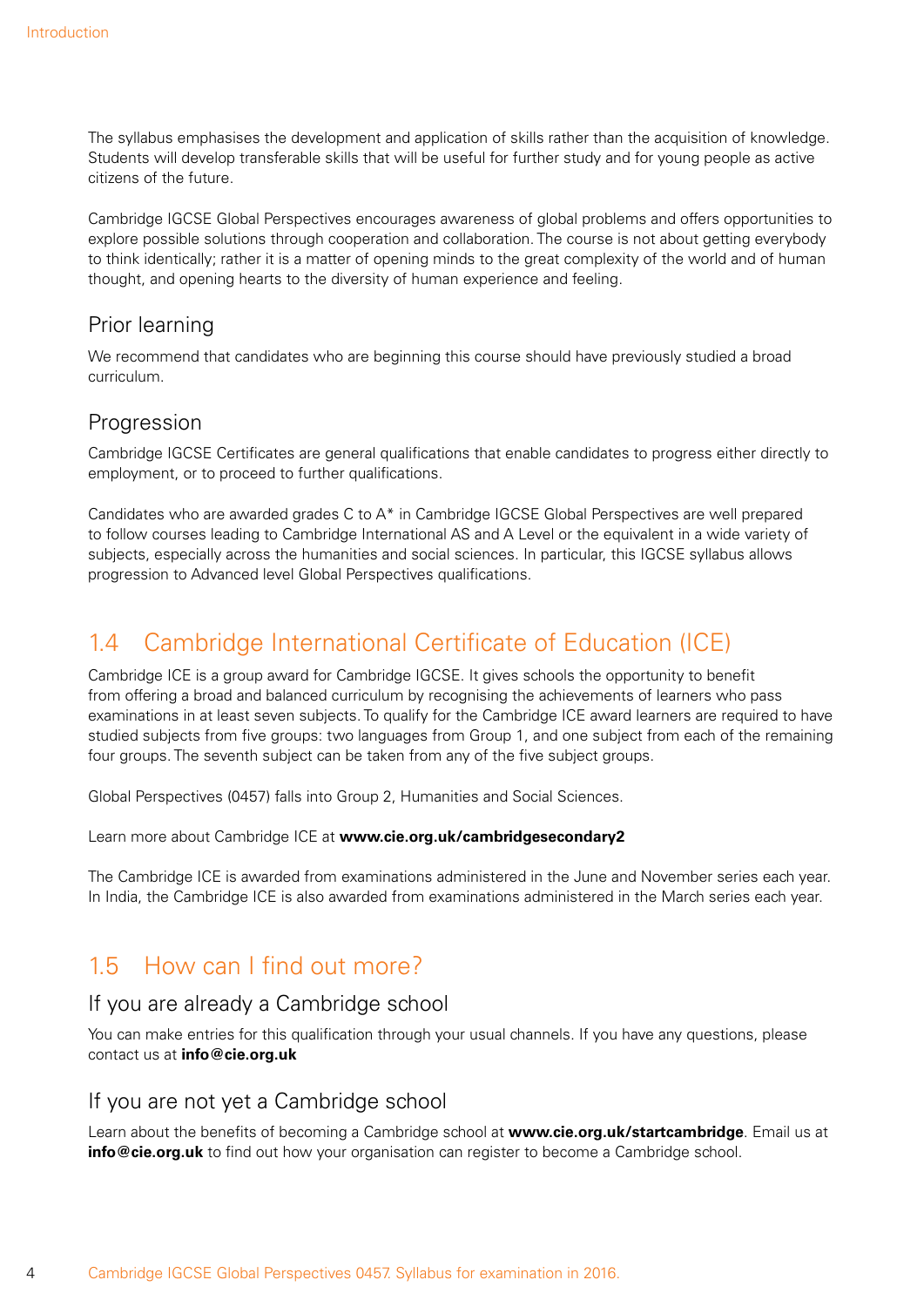The syllabus emphasises the development and application of skills rather than the acquisition of knowledge. Students will develop transferable skills that will be useful for further study and for young people as active citizens of the future.

Cambridge IGCSE Global Perspectives encourages awareness of global problems and offers opportunities to explore possible solutions through cooperation and collaboration. The course is not about getting everybody to think identically; rather it is a matter of opening minds to the great complexity of the world and of human thought, and opening hearts to the diversity of human experience and feeling.

### Prior learning

We recommend that candidates who are beginning this course should have previously studied a broad curriculum.

### Progression

Cambridge IGCSE Certificates are general qualifications that enable candidates to progress either directly to employment, or to proceed to further qualifications.

Candidates who are awarded grades C to A* in Cambridge IGCSE Global Perspectives are well prepared to follow courses leading to Cambridge International AS and A Level or the equivalent in a wide variety of subjects, especially across the humanities and social sciences. In particular, this IGCSE syllabus allows progression to Advanced level Global Perspectives qualifications.

## 1.4 Cambridge International Certificate of Education (ICE)

Cambridge ICE is a group award for Cambridge IGCSE. It gives schools the opportunity to benefit from offering a broad and balanced curriculum by recognising the achievements of learners who pass examinations in at least seven subjects. To qualify for the Cambridge ICE award learners are required to have studied subjects from five groups: two languages from Group 1, and one subject from each of the remaining four groups. The seventh subject can be taken from any of the five subject groups.

Global Perspectives (0457) falls into Group 2, Humanities and Social Sciences.

Learn more about Cambridge ICE at **www.cie.org.uk/cambridgesecondary2**

The Cambridge ICE is awarded from examinations administered in the June and November series each year. In India, the Cambridge ICE is also awarded from examinations administered in the March series each year.

## 1.5 How can I find out more?

### If you are already a Cambridge school

You can make entries for this qualification through your usual channels. If you have any questions, please contact us at **info@cie.org.uk**

### If you are not yet a Cambridge school

Learn about the benefits of becoming a Cambridge school at **www.cie.org.uk/startcambridge**. Email us at **info@cie.org.uk** to find out how your organisation can register to become a Cambridge school.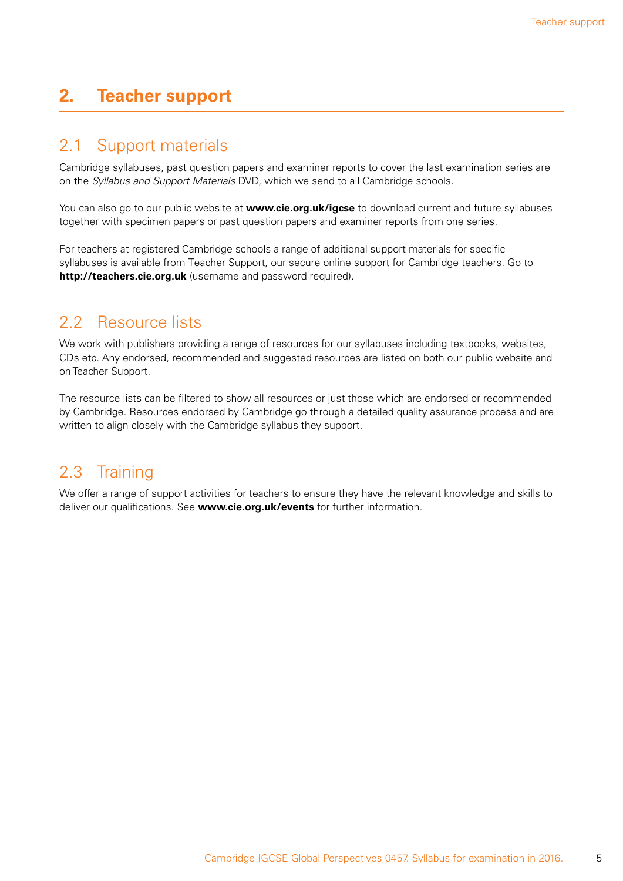## 2. Teacher support

### 2.1 Support materials

Cambridge syllabuses, past question papers and examiner reports to cover the last examination series are on the *Syllabus and Support Materials* DVD, which we send to all Cambridge schools.

You can also go to our public website at **www.cie.org.uk/igcse** to download current and future syllabuses together with specimen papers or past question papers and examiner reports from one series.

For teachers at registered Cambridge schools a range of additional support materials for specific syllabuses is available from Teacher Support, our secure online support for Cambridge teachers. Go to **http://teachers.cie.org.uk** (username and password required).

### 2.2 Resource lists

We work with publishers providing a range of resources for our syllabuses including textbooks, websites, CDs etc. Any endorsed, recommended and suggested resources are listed on both our public website and on Teacher Support.

The resource lists can be filtered to show all resources or just those which are endorsed or recommended by Cambridge. Resources endorsed by Cambridge go through a detailed quality assurance process and are written to align closely with the Cambridge syllabus they support.

### 2.3 Training

We offer a range of support activities for teachers to ensure they have the relevant knowledge and skills to deliver our qualifications. See **www.cie.org.uk/events** for further information.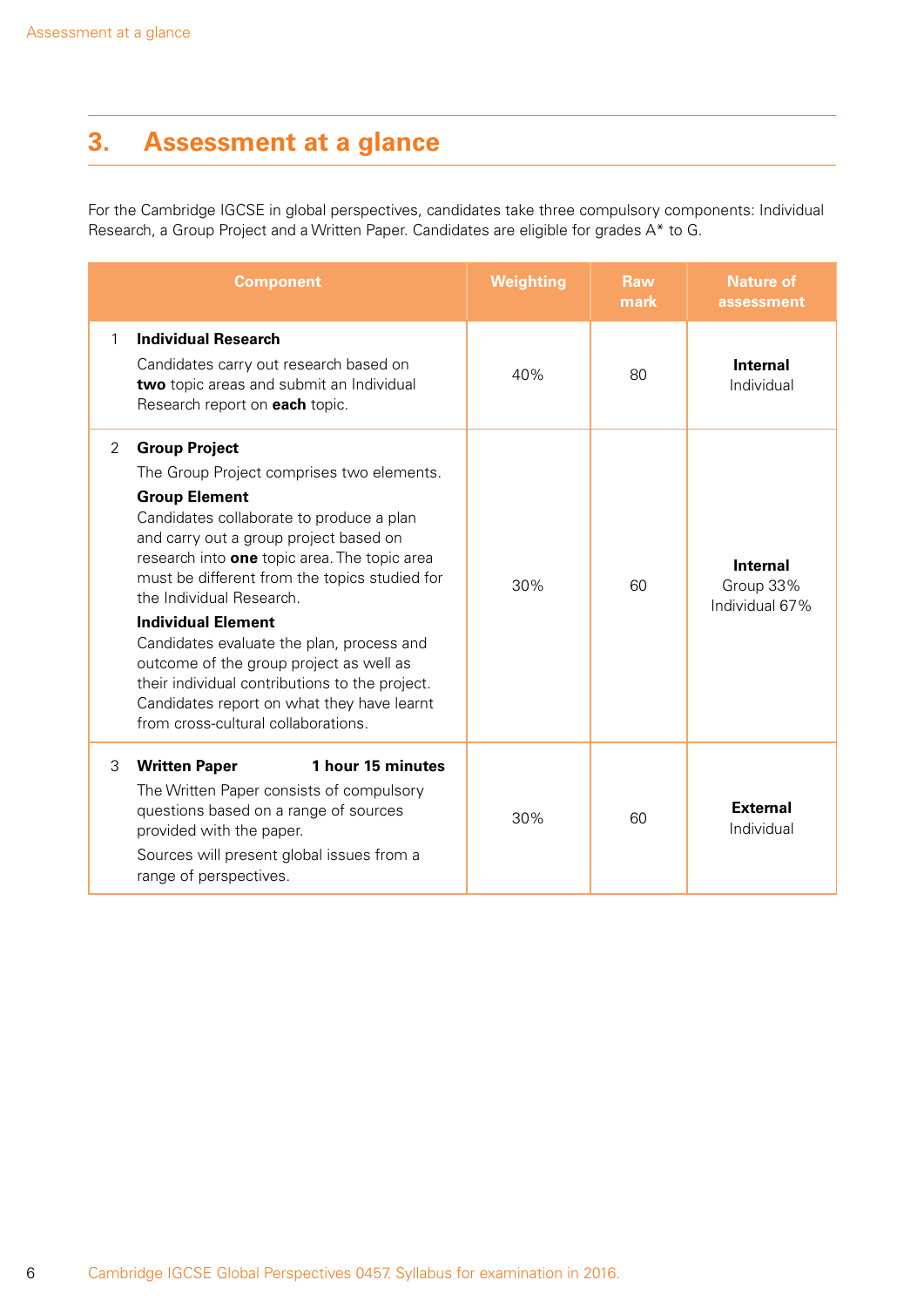## 3. Assessment at a glance

For the Cambridge IGCSE in global perspectives, candidates take three compulsory components: Individual Research, a Group Project and a Written Paper. Candidates are eligible for grades A* to G.

| Component | Weighting | Raw mark | Nature of assessment |
|---|---|---|---|
| 1 **Individual Research**<br>Candidates carry out research based on **two** topic areas and submit an Individual Research report on **each** topic. | 40% | 80 | **Internal**<br>Individual |
| 2 **Group Project**<br>The Group Project comprises two elements.<br>**Group Element**<br>Candidates collaborate to produce a plan and carry out a group project based on research into **one** topic area. The topic area must be different from the topics studied for the Individual Research.<br>**Individual Element**<br>Candidates evaluate the plan, process and outcome of the group project as well as their individual contributions to the project. Candidates report on what they have learnt from cross-cultural collaborations. | 30% | 60 | **Internal**<br>Group 33%<br>Individual 67% |
| 3 **Written Paper** **1 hour 15 minutes**<br>The Written Paper consists of compulsory questions based on a range of sources provided with the paper.<br>Sources will present global issues from a range of perspectives. | 30% | 60 | **External**<br>Individual |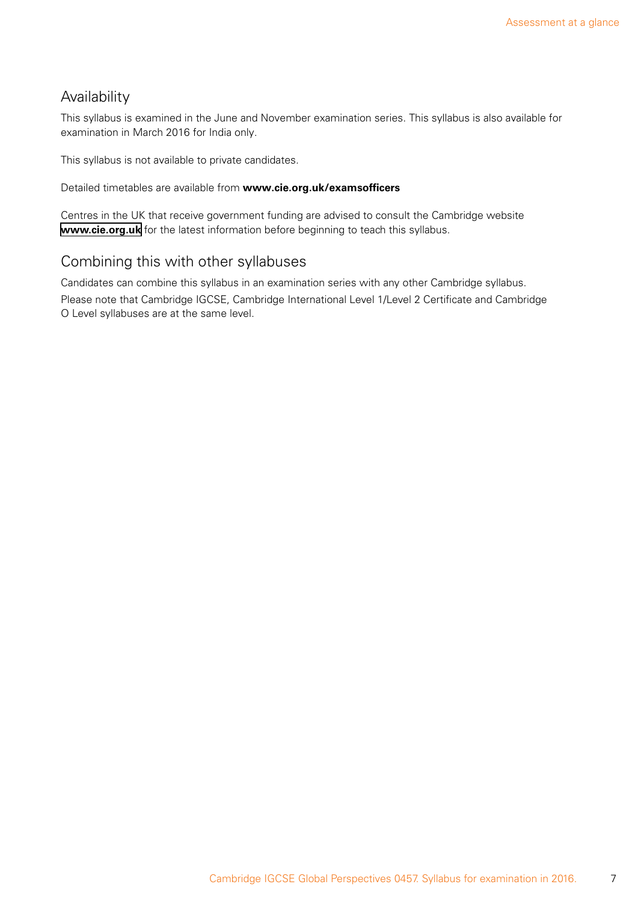## Availability

This syllabus is examined in the June and November examination series. This syllabus is also available for examination in March 2016 for India only.

This syllabus is not available to private candidates.

Detailed timetables are available from **www.cie.org.uk/examsofficers**

Centres in the UK that receive government funding are advised to consult the Cambridge website **www.cie.org.uk** for the latest information before beginning to teach this syllabus.

## Combining this with other syllabuses

Candidates can combine this syllabus in an examination series with any other Cambridge syllabus.

Please note that Cambridge IGCSE, Cambridge International Level 1/Level 2 Certificate and Cambridge O Level syllabuses are at the same level.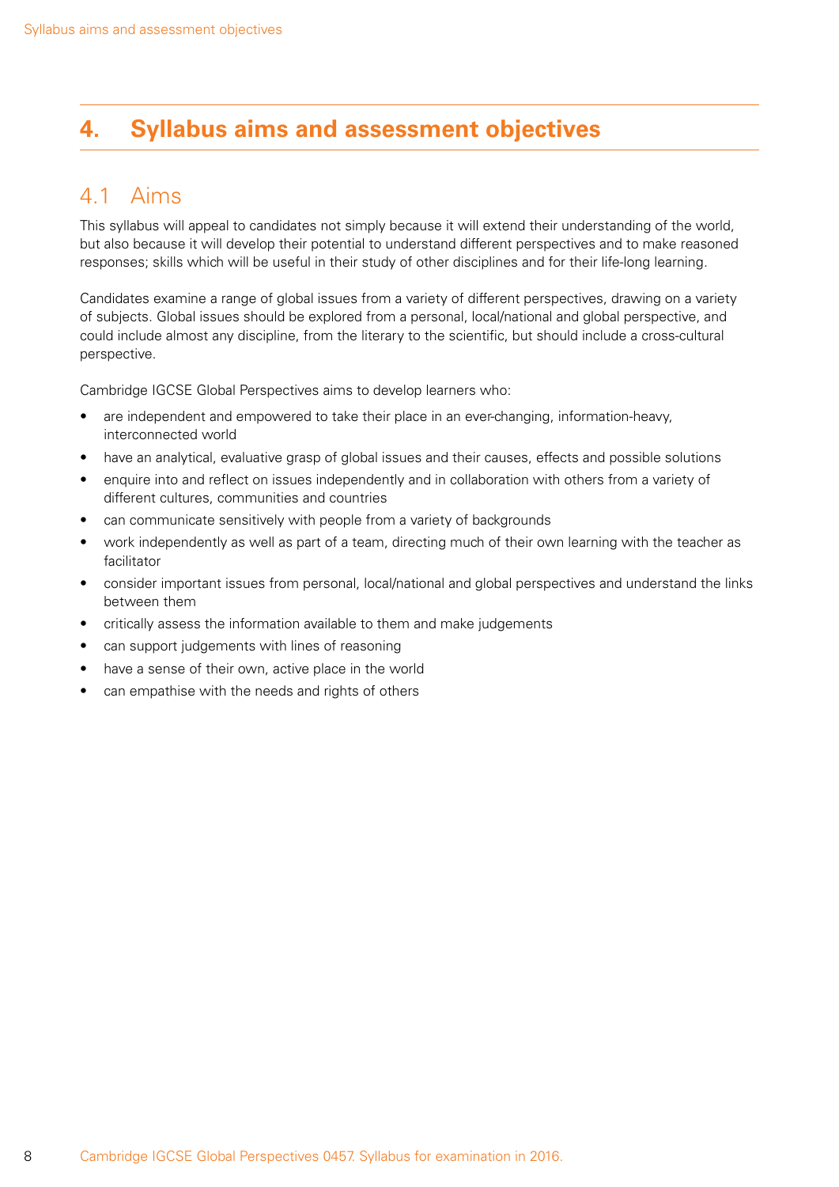# 4. Syllabus aims and assessment objectives

## 4.1 Aims

This syllabus will appeal to candidates not simply because it will extend their understanding of the world, but also because it will develop their potential to understand different perspectives and to make reasoned responses; skills which will be useful in their study of other disciplines and for their life-long learning.

Candidates examine a range of global issues from a variety of different perspectives, drawing on a variety of subjects. Global issues should be explored from a personal, local/national and global perspective, and could include almost any discipline, from the literary to the scientific, but should include a cross-cultural perspective.

Cambridge IGCSE Global Perspectives aims to develop learners who:

- are independent and empowered to take their place in an ever-changing, information-heavy, interconnected world
- have an analytical, evaluative grasp of global issues and their causes, effects and possible solutions
- enquire into and reflect on issues independently and in collaboration with others from a variety of different cultures, communities and countries
- can communicate sensitively with people from a variety of backgrounds
- work independently as well as part of a team, directing much of their own learning with the teacher as facilitator
- consider important issues from personal, local/national and global perspectives and understand the links between them
- critically assess the information available to them and make judgements
- can support judgements with lines of reasoning
- have a sense of their own, active place in the world
- can empathise with the needs and rights of others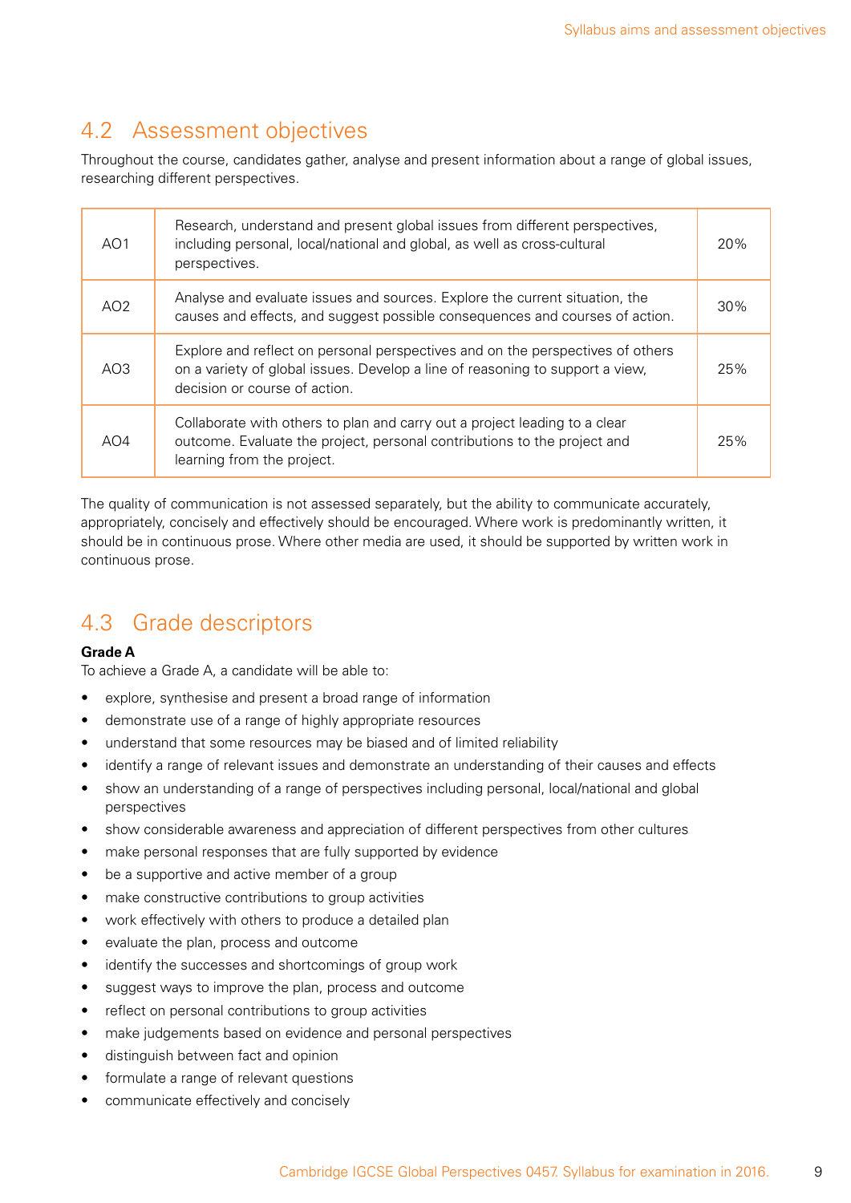## 4.2 Assessment objectives

Throughout the course, candidates gather, analyse and present information about a range of global issues, researching different perspectives.

| | | |
|---|---|---|
| AO1 | Research, understand and present global issues from different perspectives, including personal, local/national and global, as well as cross-cultural perspectives. | 20% |
| AO2 | Analyse and evaluate issues and sources. Explore the current situation, the causes and effects, and suggest possible consequences and courses of action. | 30% |
| AO3 | Explore and reflect on personal perspectives and on the perspectives of others on a variety of global issues. Develop a line of reasoning to support a view, decision or course of action. | 25% |
| AO4 | Collaborate with others to plan and carry out a project leading to a clear outcome. Evaluate the project, personal contributions to the project and learning from the project. | 25% |

The quality of communication is not assessed separately, but the ability to communicate accurately, appropriately, concisely and effectively should be encouraged. Where work is predominantly written, it should be in continuous prose. Where other media are used, it should be supported by written work in continuous prose.

## 4.3 Grade descriptors

**Grade A**

To achieve a Grade A, a candidate will be able to:

- explore, synthesise and present a broad range of information
- demonstrate use of a range of highly appropriate resources
- understand that some resources may be biased and of limited reliability
- identify a range of relevant issues and demonstrate an understanding of their causes and effects
- show an understanding of a range of perspectives including personal, local/national and global perspectives
- show considerable awareness and appreciation of different perspectives from other cultures
- make personal responses that are fully supported by evidence
- be a supportive and active member of a group
- make constructive contributions to group activities
- work effectively with others to produce a detailed plan
- evaluate the plan, process and outcome
- identify the successes and shortcomings of group work
- suggest ways to improve the plan, process and outcome
- reflect on personal contributions to group activities
- make judgements based on evidence and personal perspectives
- distinguish between fact and opinion
- formulate a range of relevant questions
- communicate effectively and concisely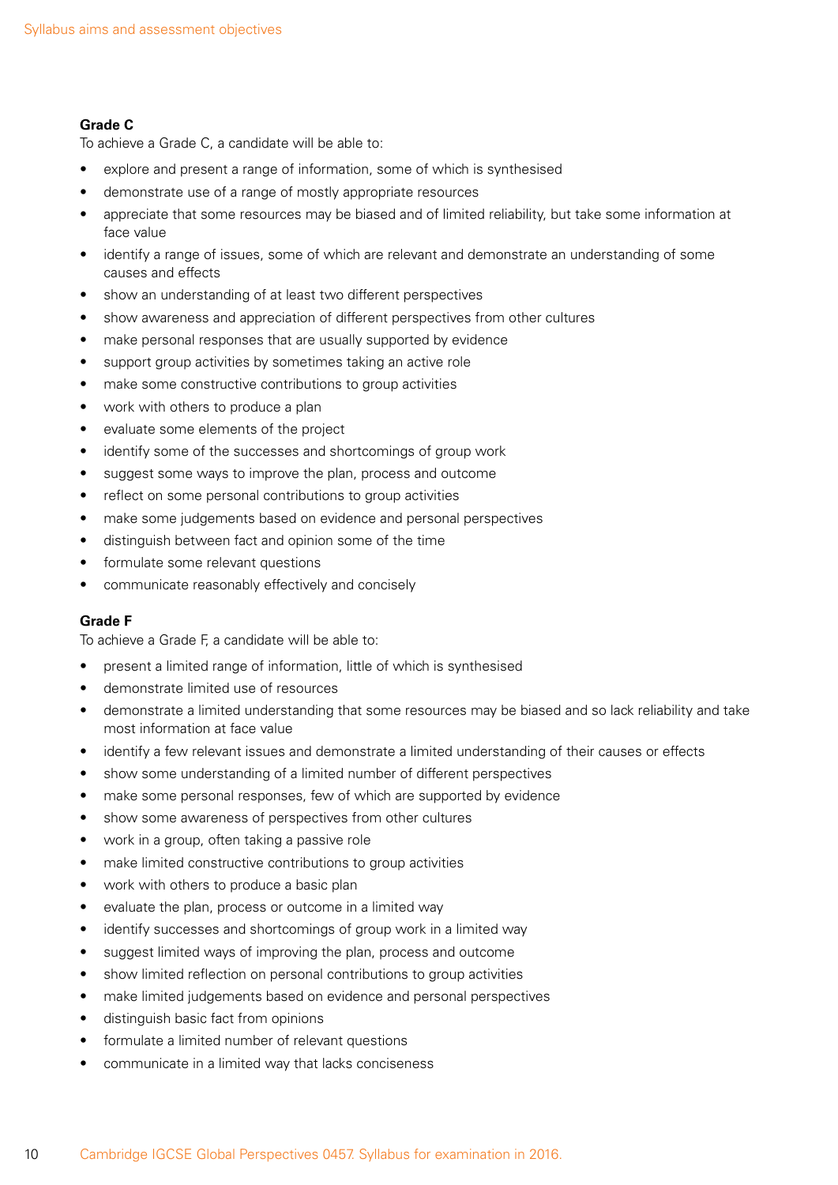**Grade C**

To achieve a Grade C, a candidate will be able to:

- explore and present a range of information, some of which is synthesised
- demonstrate use of a range of mostly appropriate resources
- appreciate that some resources may be biased and of limited reliability, but take some information at face value
- identify a range of issues, some of which are relevant and demonstrate an understanding of some causes and effects
- show an understanding of at least two different perspectives
- show awareness and appreciation of different perspectives from other cultures
- make personal responses that are usually supported by evidence
- support group activities by sometimes taking an active role
- make some constructive contributions to group activities
- work with others to produce a plan
- evaluate some elements of the project
- identify some of the successes and shortcomings of group work
- suggest some ways to improve the plan, process and outcome
- reflect on some personal contributions to group activities
- make some judgements based on evidence and personal perspectives
- distinguish between fact and opinion some of the time
- formulate some relevant questions
- communicate reasonably effectively and concisely

**Grade F**

To achieve a Grade F, a candidate will be able to:

- present a limited range of information, little of which is synthesised
- demonstrate limited use of resources
- demonstrate a limited understanding that some resources may be biased and so lack reliability and take most information at face value
- identify a few relevant issues and demonstrate a limited understanding of their causes or effects
- show some understanding of a limited number of different perspectives
- make some personal responses, few of which are supported by evidence
- show some awareness of perspectives from other cultures
- work in a group, often taking a passive role
- make limited constructive contributions to group activities
- work with others to produce a basic plan
- evaluate the plan, process or outcome in a limited way
- identify successes and shortcomings of group work in a limited way
- suggest limited ways of improving the plan, process and outcome
- show limited reflection on personal contributions to group activities
- make limited judgements based on evidence and personal perspectives
- distinguish basic fact from opinions
- formulate a limited number of relevant questions
- communicate in a limited way that lacks conciseness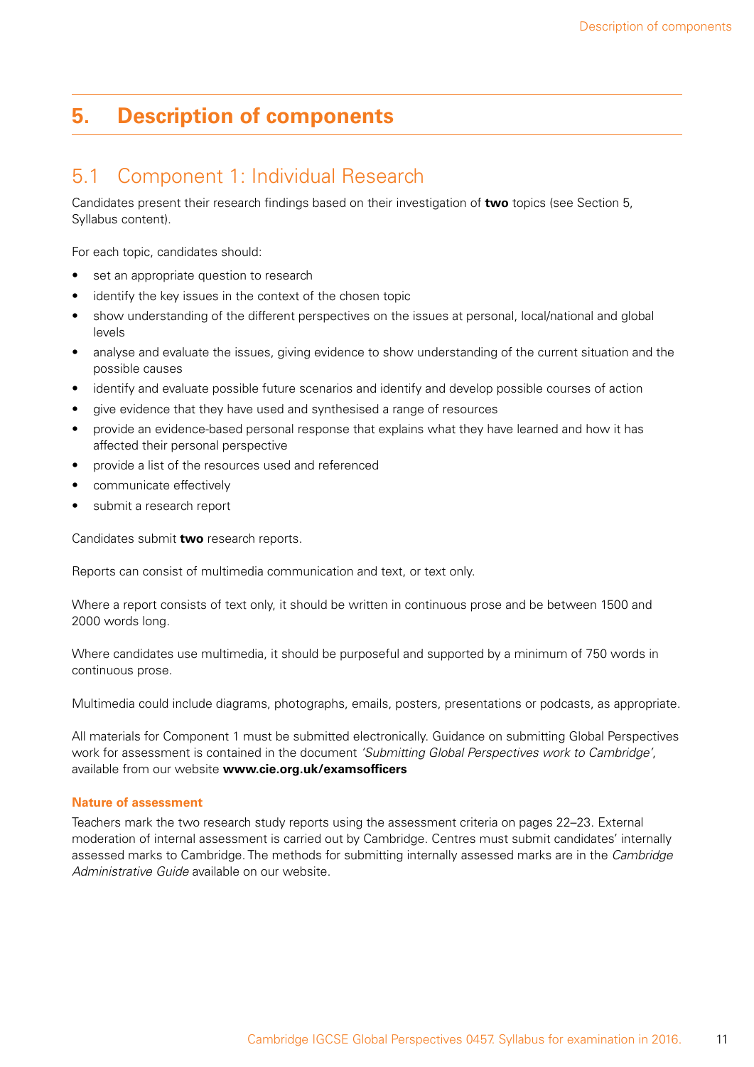# 5. Description of components

## 5.1 Component 1: Individual Research

Candidates present their research findings based on their investigation of **two** topics (see Section 5, Syllabus content).

For each topic, candidates should:

- set an appropriate question to research
- identify the key issues in the context of the chosen topic
- show understanding of the different perspectives on the issues at personal, local/national and global levels
- analyse and evaluate the issues, giving evidence to show understanding of the current situation and the possible causes
- identify and evaluate possible future scenarios and identify and develop possible courses of action
- give evidence that they have used and synthesised a range of resources
- provide an evidence-based personal response that explains what they have learned and how it has affected their personal perspective
- provide a list of the resources used and referenced
- communicate effectively
- submit a research report

Candidates submit **two** research reports.

Reports can consist of multimedia communication and text, or text only.

Where a report consists of text only, it should be written in continuous prose and be between 1500 and 2000 words long.

Where candidates use multimedia, it should be purposeful and supported by a minimum of 750 words in continuous prose.

Multimedia could include diagrams, photographs, emails, posters, presentations or podcasts, as appropriate.

All materials for Component 1 must be submitted electronically. Guidance on submitting Global Perspectives work for assessment is contained in the document *'Submitting Global Perspectives work to Cambridge'*, available from our website **www.cie.org.uk/examsofficers**

### Nature of assessment

Teachers mark the two research study reports using the assessment criteria on pages 22–23. External moderation of internal assessment is carried out by Cambridge. Centres must submit candidates' internally assessed marks to Cambridge. The methods for submitting internally assessed marks are in the *Cambridge Administrative Guide* available on our website.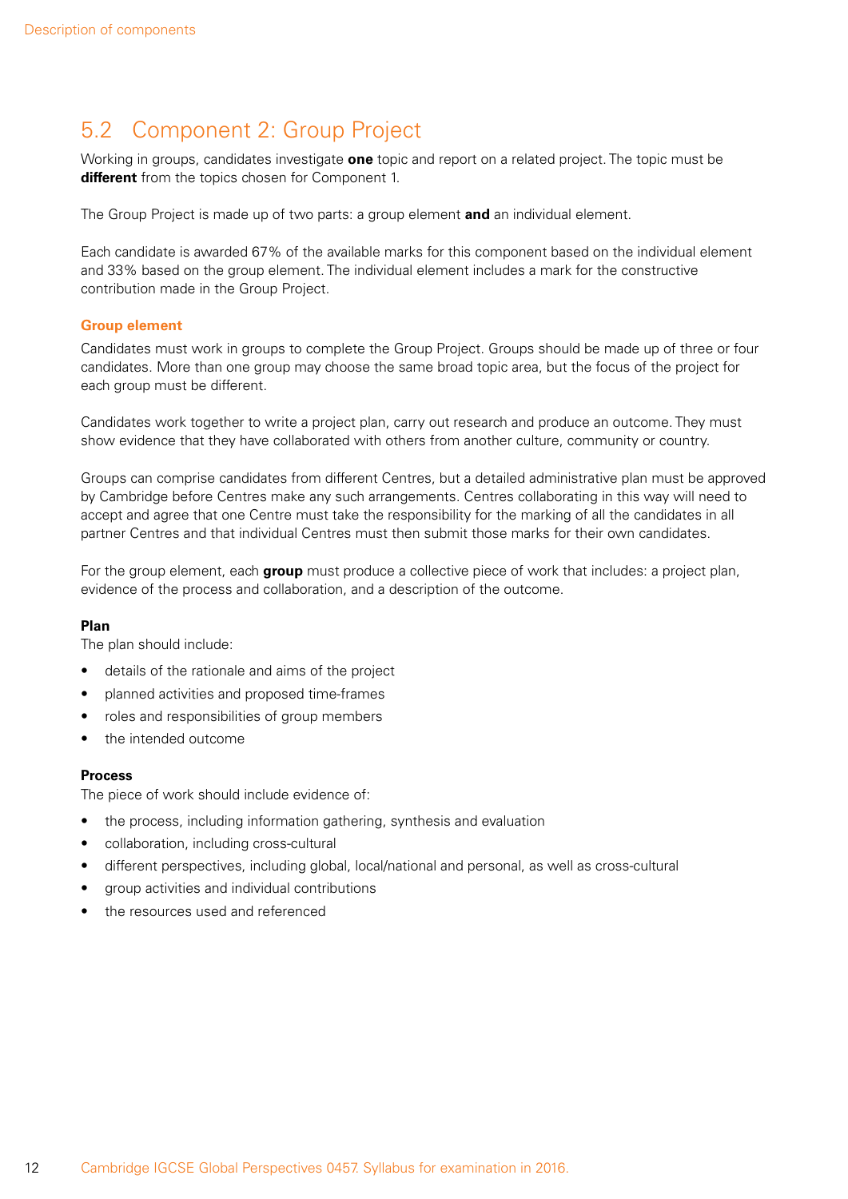## 5.2 Component 2: Group Project

Working in groups, candidates investigate **one** topic and report on a related project. The topic must be **different** from the topics chosen for Component 1.

The Group Project is made up of two parts: a group element **and** an individual element.

Each candidate is awarded 67% of the available marks for this component based on the individual element and 33% based on the group element. The individual element includes a mark for the constructive contribution made in the Group Project.

### Group element

Candidates must work in groups to complete the Group Project. Groups should be made up of three or four candidates. More than one group may choose the same broad topic area, but the focus of the project for each group must be different.

Candidates work together to write a project plan, carry out research and produce an outcome. They must show evidence that they have collaborated with others from another culture, community or country.

Groups can comprise candidates from different Centres, but a detailed administrative plan must be approved by Cambridge before Centres make any such arrangements. Centres collaborating in this way will need to accept and agree that one Centre must take the responsibility for the marking of all the candidates in all partner Centres and that individual Centres must then submit those marks for their own candidates.

For the group element, each **group** must produce a collective piece of work that includes: a project plan, evidence of the process and collaboration, and a description of the outcome.

**Plan**

The plan should include:

- details of the rationale and aims of the project
- planned activities and proposed time-frames
- roles and responsibilities of group members
- the intended outcome

**Process**

The piece of work should include evidence of:

- the process, including information gathering, synthesis and evaluation
- collaboration, including cross-cultural
- different perspectives, including global, local/national and personal, as well as cross-cultural
- group activities and individual contributions
- the resources used and referenced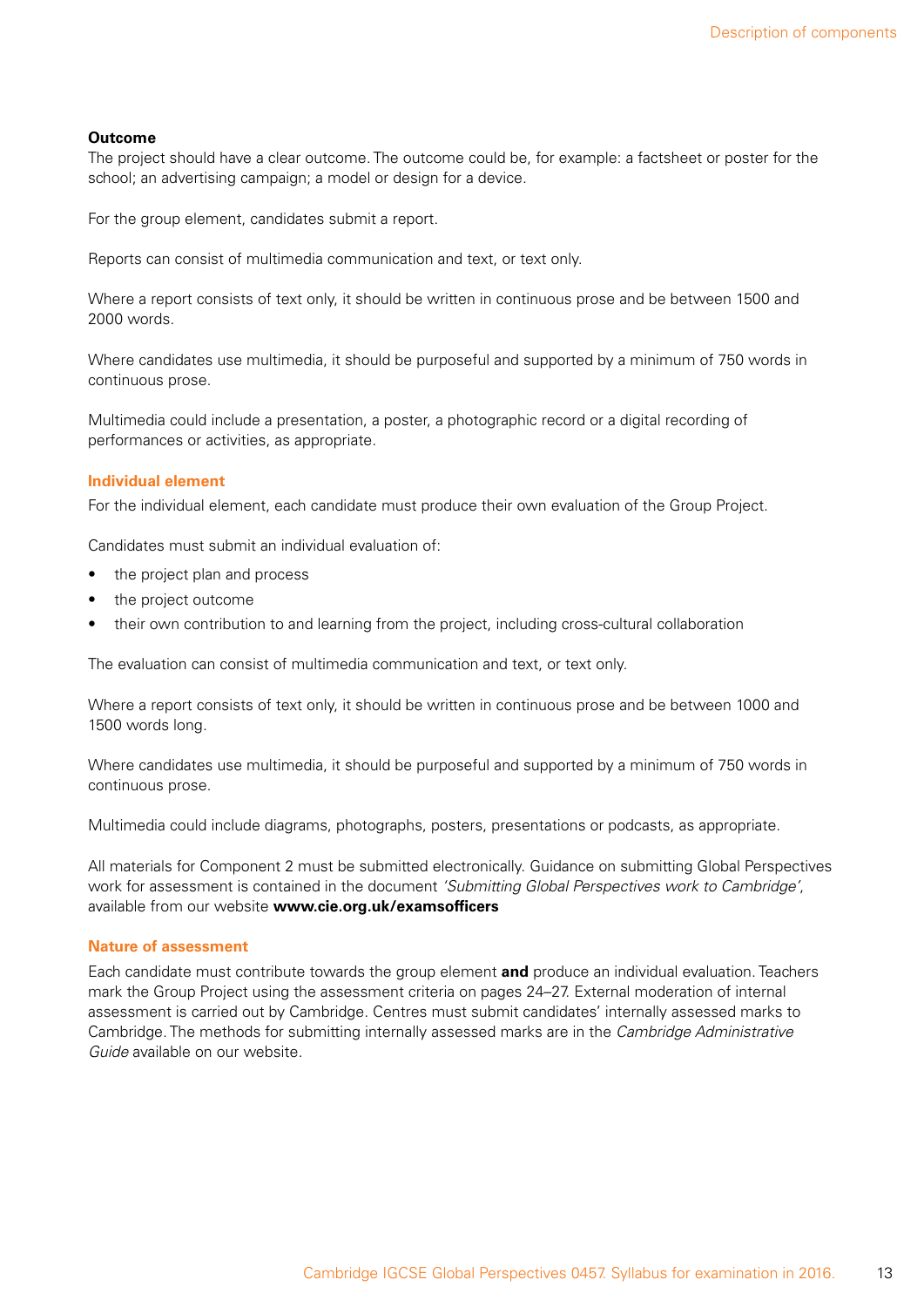**Outcome**

The project should have a clear outcome. The outcome could be, for example: a factsheet or poster for the school; an advertising campaign; a model or design for a device.

For the group element, candidates submit a report.

Reports can consist of multimedia communication and text, or text only.

Where a report consists of text only, it should be written in continuous prose and be between 1500 and 2000 words.

Where candidates use multimedia, it should be purposeful and supported by a minimum of 750 words in continuous prose.

Multimedia could include a presentation, a poster, a photographic record or a digital recording of performances or activities, as appropriate.

### Individual element

For the individual element, each candidate must produce their own evaluation of the Group Project.

Candidates must submit an individual evaluation of:

- the project plan and process
- the project outcome
- their own contribution to and learning from the project, including cross-cultural collaboration

The evaluation can consist of multimedia communication and text, or text only.

Where a report consists of text only, it should be written in continuous prose and be between 1000 and 1500 words long.

Where candidates use multimedia, it should be purposeful and supported by a minimum of 750 words in continuous prose.

Multimedia could include diagrams, photographs, posters, presentations or podcasts, as appropriate.

All materials for Component 2 must be submitted electronically. Guidance on submitting Global Perspectives work for assessment is contained in the document *'Submitting Global Perspectives work to Cambridge'*, available from our website **www.cie.org.uk/examsofficers**

### Nature of assessment

Each candidate must contribute towards the group element **and** produce an individual evaluation. Teachers mark the Group Project using the assessment criteria on pages 24–27. External moderation of internal assessment is carried out by Cambridge. Centres must submit candidates' internally assessed marks to Cambridge. The methods for submitting internally assessed marks are in the *Cambridge Administrative Guide* available on our website.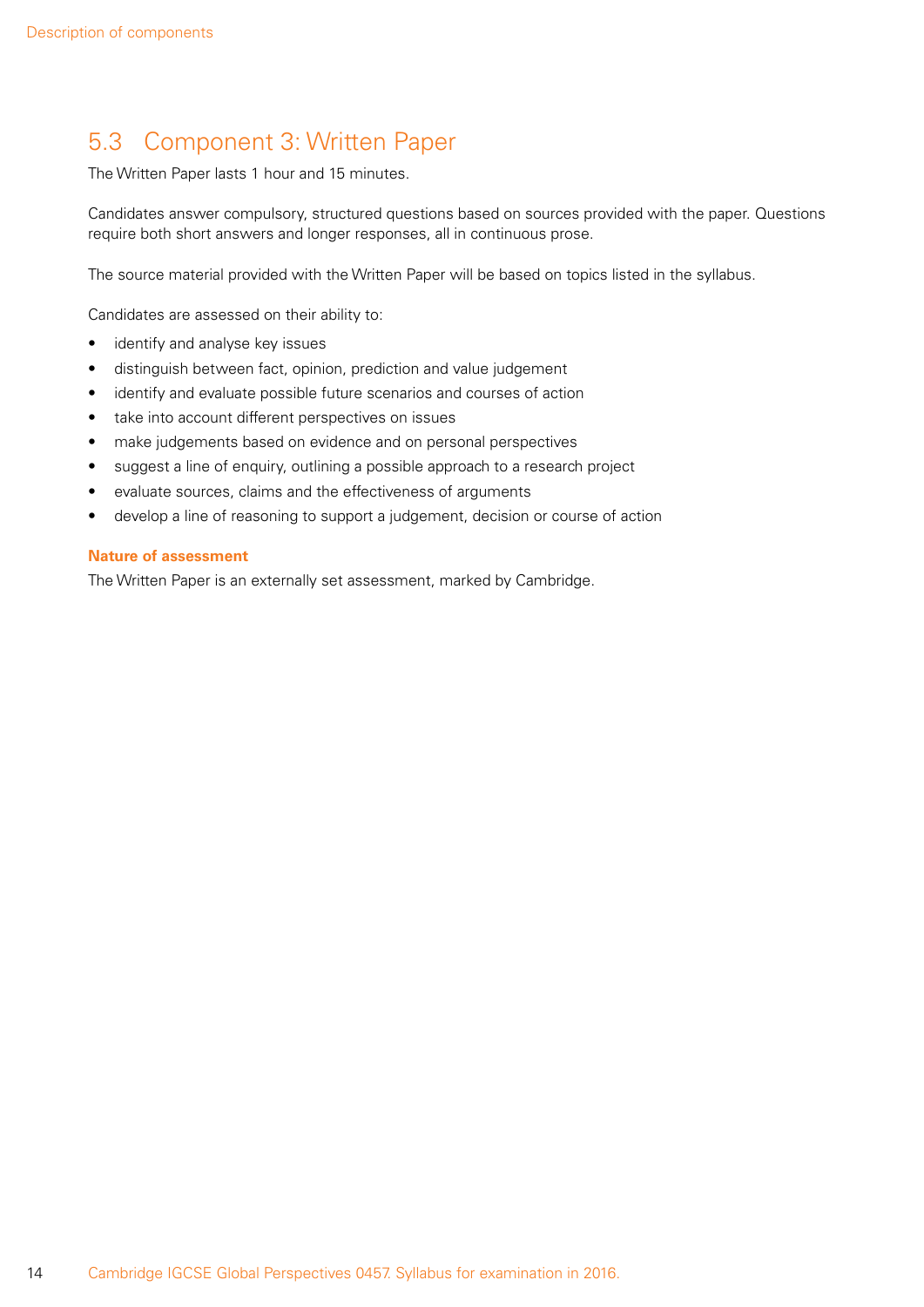## 5.3 Component 3: Written Paper

The Written Paper lasts 1 hour and 15 minutes.

Candidates answer compulsory, structured questions based on sources provided with the paper. Questions require both short answers and longer responses, all in continuous prose.

The source material provided with the Written Paper will be based on topics listed in the syllabus.

Candidates are assessed on their ability to:

- identify and analyse key issues
- distinguish between fact, opinion, prediction and value judgement
- identify and evaluate possible future scenarios and courses of action
- take into account different perspectives on issues
- make judgements based on evidence and on personal perspectives
- suggest a line of enquiry, outlining a possible approach to a research project
- evaluate sources, claims and the effectiveness of arguments
- develop a line of reasoning to support a judgement, decision or course of action

**Nature of assessment**

The Written Paper is an externally set assessment, marked by Cambridge.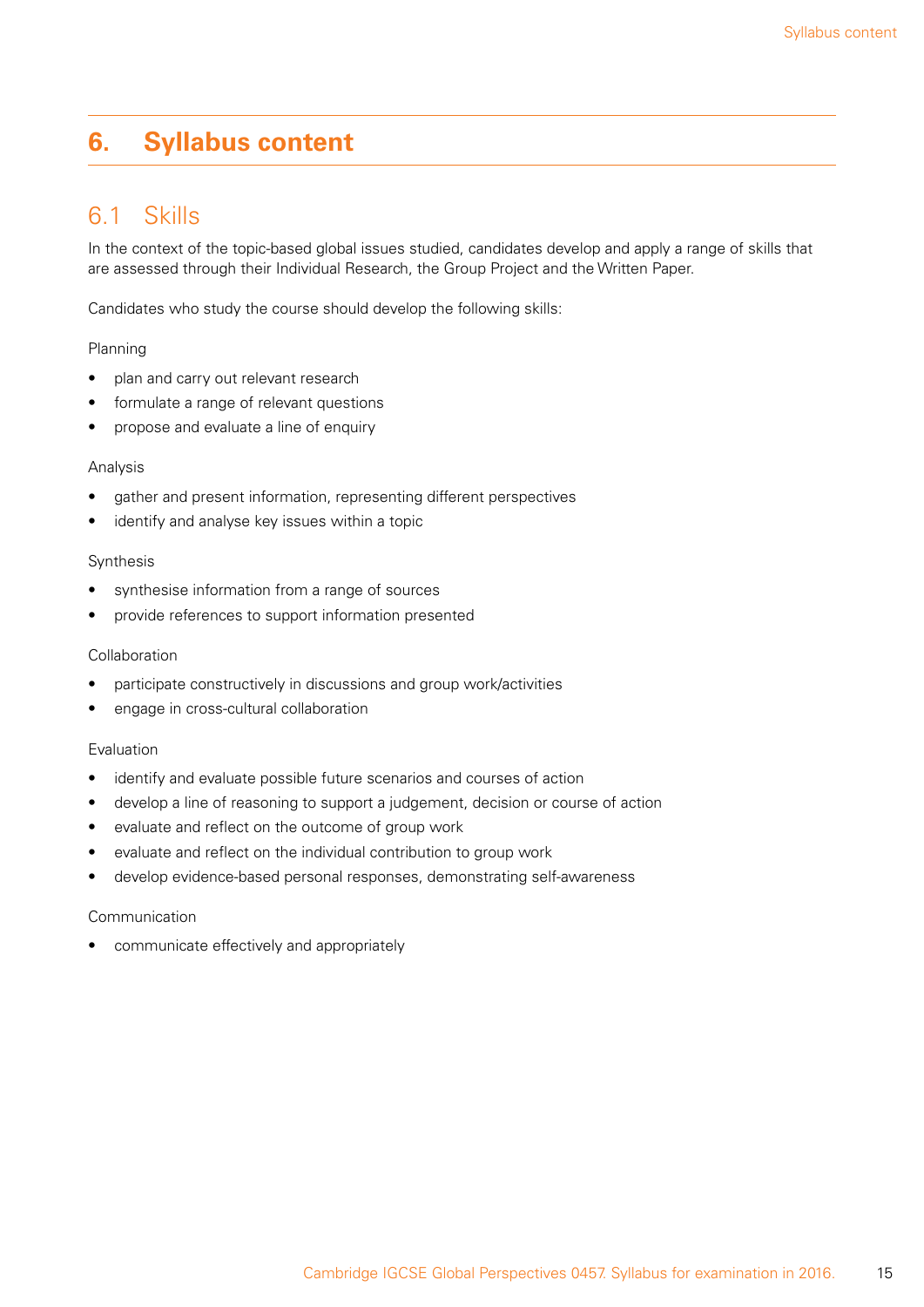# 6. Syllabus content

## 6.1 Skills

In the context of the topic-based global issues studied, candidates develop and apply a range of skills that are assessed through their Individual Research, the Group Project and the Written Paper.

Candidates who study the course should develop the following skills:

Planning

- plan and carry out relevant research
- formulate a range of relevant questions
- propose and evaluate a line of enquiry

Analysis

- gather and present information, representing different perspectives
- identify and analyse key issues within a topic

Synthesis

- synthesise information from a range of sources
- provide references to support information presented

Collaboration

- participate constructively in discussions and group work/activities
- engage in cross-cultural collaboration

Evaluation

- identify and evaluate possible future scenarios and courses of action
- develop a line of reasoning to support a judgement, decision or course of action
- evaluate and reflect on the outcome of group work
- evaluate and reflect on the individual contribution to group work
- develop evidence-based personal responses, demonstrating self-awareness

Communication

- communicate effectively and appropriately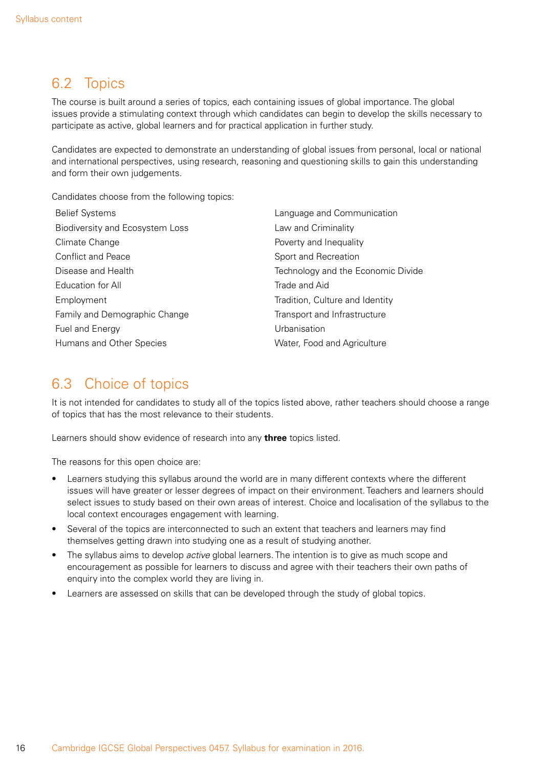## 6.2 Topics

The course is built around a series of topics, each containing issues of global importance. The global issues provide a stimulating context through which candidates can begin to develop the skills necessary to participate as active, global learners and for practical application in further study.

Candidates are expected to demonstrate an understanding of global issues from personal, local or national and international perspectives, using research, reasoning and questioning skills to gain this understanding and form their own judgements.

Candidates choose from the following topics:

- Belief Systems
- Biodiversity and Ecosystem Loss
- Climate Change
- Conflict and Peace
- Disease and Health
- Education for All
- Employment
- Family and Demographic Change
- Fuel and Energy
- Humans and Other Species
- Language and Communication
- Law and Criminality
- Poverty and Inequality
- Sport and Recreation
- Technology and the Economic Divide
- Trade and Aid
- Tradition, Culture and Identity
- Transport and Infrastructure
- Urbanisation
- Water, Food and Agriculture

## 6.3 Choice of topics

It is not intended for candidates to study all of the topics listed above, rather teachers should choose a range of topics that has the most relevance to their students.

Learners should show evidence of research into any **three** topics listed.

The reasons for this open choice are:

- Learners studying this syllabus around the world are in many different contexts where the different issues will have greater or lesser degrees of impact on their environment. Teachers and learners should select issues to study based on their own areas of interest. Choice and localisation of the syllabus to the local context encourages engagement with learning.
- Several of the topics are interconnected to such an extent that teachers and learners may find themselves getting drawn into studying one as a result of studying another.
- The syllabus aims to develop *active* global learners. The intention is to give as much scope and encouragement as possible for learners to discuss and agree with their teachers their own paths of enquiry into the complex world they are living in.
- Learners are assessed on skills that can be developed through the study of global topics.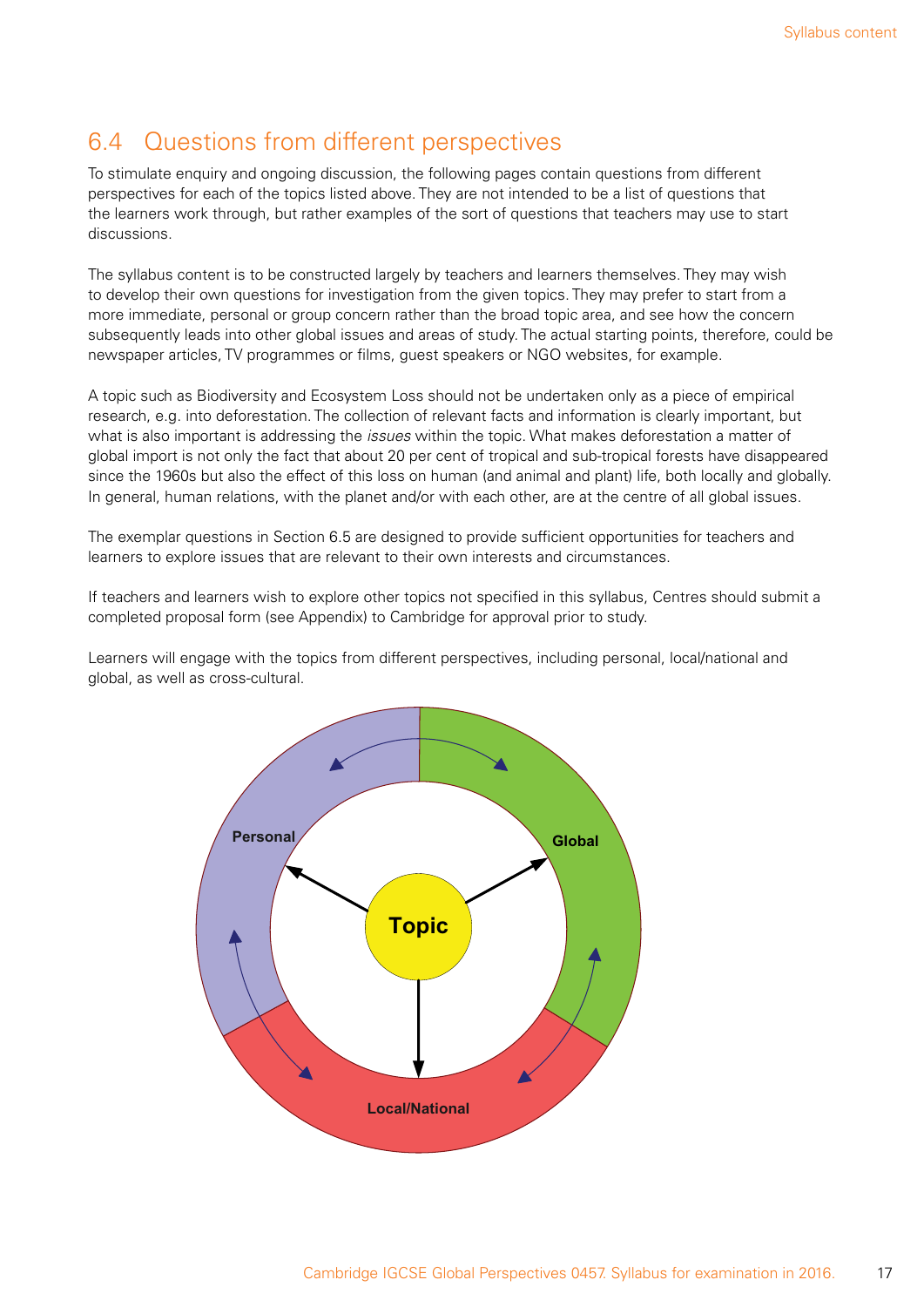## 6.4 Questions from different perspectives

To stimulate enquiry and ongoing discussion, the following pages contain questions from different perspectives for each of the topics listed above. They are not intended to be a list of questions that the learners work through, but rather examples of the sort of questions that teachers may use to start discussions.

The syllabus content is to be constructed largely by teachers and learners themselves. They may wish to develop their own questions for investigation from the given topics. They may prefer to start from a more immediate, personal or group concern rather than the broad topic area, and see how the concern subsequently leads into other global issues and areas of study. The actual starting points, therefore, could be newspaper articles, TV programmes or films, guest speakers or NGO websites, for example.

A topic such as Biodiversity and Ecosystem Loss should not be undertaken only as a piece of empirical research, e.g. into deforestation. The collection of relevant facts and information is clearly important, but what is also important is addressing the *issues* within the topic. What makes deforestation a matter of global import is not only the fact that about 20 per cent of tropical and sub-tropical forests have disappeared since the 1960s but also the effect of this loss on human (and animal and plant) life, both locally and globally. In general, human relations, with the planet and/or with each other, are at the centre of all global issues.

The exemplar questions in Section 6.5 are designed to provide sufficient opportunities for teachers and learners to explore issues that are relevant to their own interests and circumstances.

If teachers and learners wish to explore other topics not specified in this syllabus, Centres should submit a completed proposal form (see Appendix) to Cambridge for approval prior to study.

Learners will engage with the topics from different perspectives, including personal, local/national and global, as well as cross-cultural.

Topic

Personal

Global

Local/National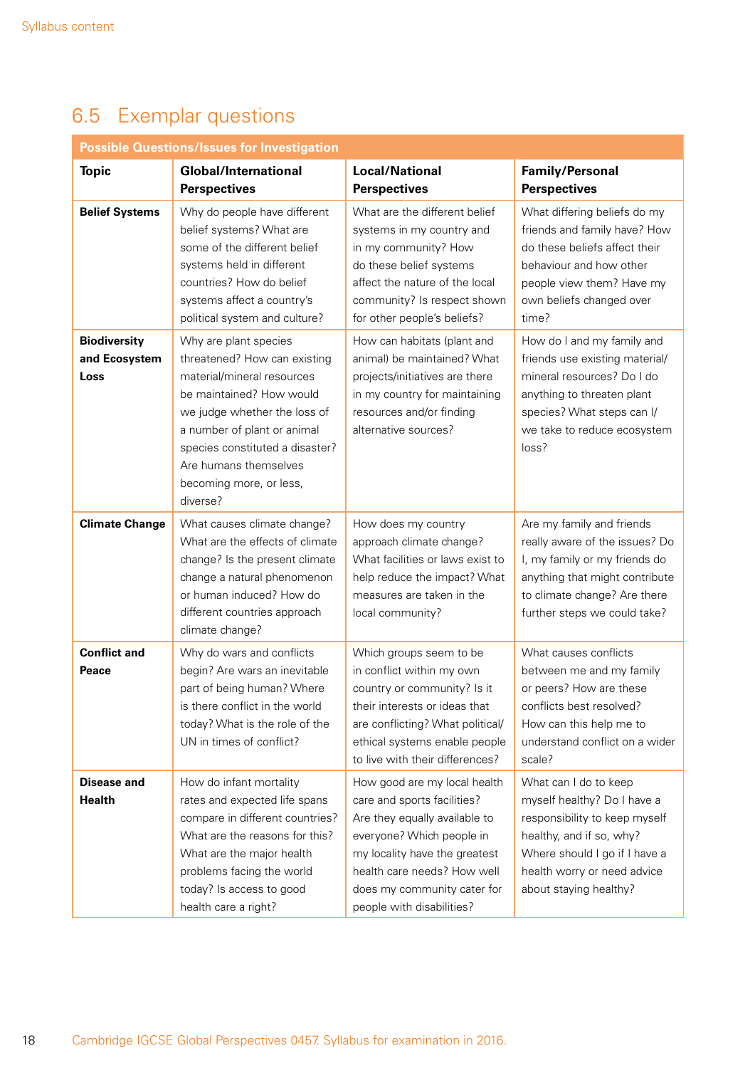## 6.5 Exemplar questions

| Possible Questions/Issues for Investigation | | | |
|---|---|---|---|
| **Topic** | **Global/International Perspectives** | **Local/National Perspectives** | **Family/Personal Perspectives** |
| **Belief Systems** | Why do people have different belief systems? What are some of the different belief systems held in different countries? How do belief systems affect a country's political system and culture? | What are the different belief systems in my country and in my community? How do these belief systems affect the nature of the local community? Is respect shown for other people's beliefs? | What differing beliefs do my friends and family have? How do these beliefs affect their behaviour and how other people view them? Have my own beliefs changed over time? |
| **Biodiversity and Ecosystem Loss** | Why are plant species threatened? How can existing material/mineral resources be maintained? How would we judge whether the loss of a number of plant or animal species constituted a disaster? Are humans themselves becoming more, or less, diverse? | How can habitats (plant and animal) be maintained? What projects/initiatives are there in my country for maintaining resources and/or finding alternative sources? | How do I and my family and friends use existing material/mineral resources? Do I do anything to threaten plant species? What steps can I/we take to reduce ecosystem loss? |
| **Climate Change** | What causes climate change? What are the effects of climate change? Is the present climate change a natural phenomenon or human induced? How do different countries approach climate change? | How does my country approach climate change? What facilities or laws exist to help reduce the impact? What measures are taken in the local community? | Are my family and friends really aware of the issues? Do I, my family or my friends do anything that might contribute to climate change? Are there further steps we could take? |
| **Conflict and Peace** | Why do wars and conflicts begin? Are wars an inevitable part of being human? Where is there conflict in the world today? What is the role of the UN in times of conflict? | Which groups seem to be in conflict within my own country or community? Is it their interests or ideas that are conflicting? What political/ethical systems enable people to live with their differences? | What causes conflicts between me and my family or peers? How are these conflicts best resolved? How can this help me to understand conflict on a wider scale? |
| **Disease and Health** | How do infant mortality rates and expected life spans compare in different countries? What are the reasons for this? What are the major health problems facing the world today? Is access to good health care a right? | How good are my local health care and sports facilities? Are they equally available to everyone? Which people in my locality have the greatest health care needs? How well does my community cater for people with disabilities? | What can I do to keep myself healthy? Do I have a responsibility to keep myself healthy, and if so, why? Where should I go if I have a health worry or need advice about staying healthy? |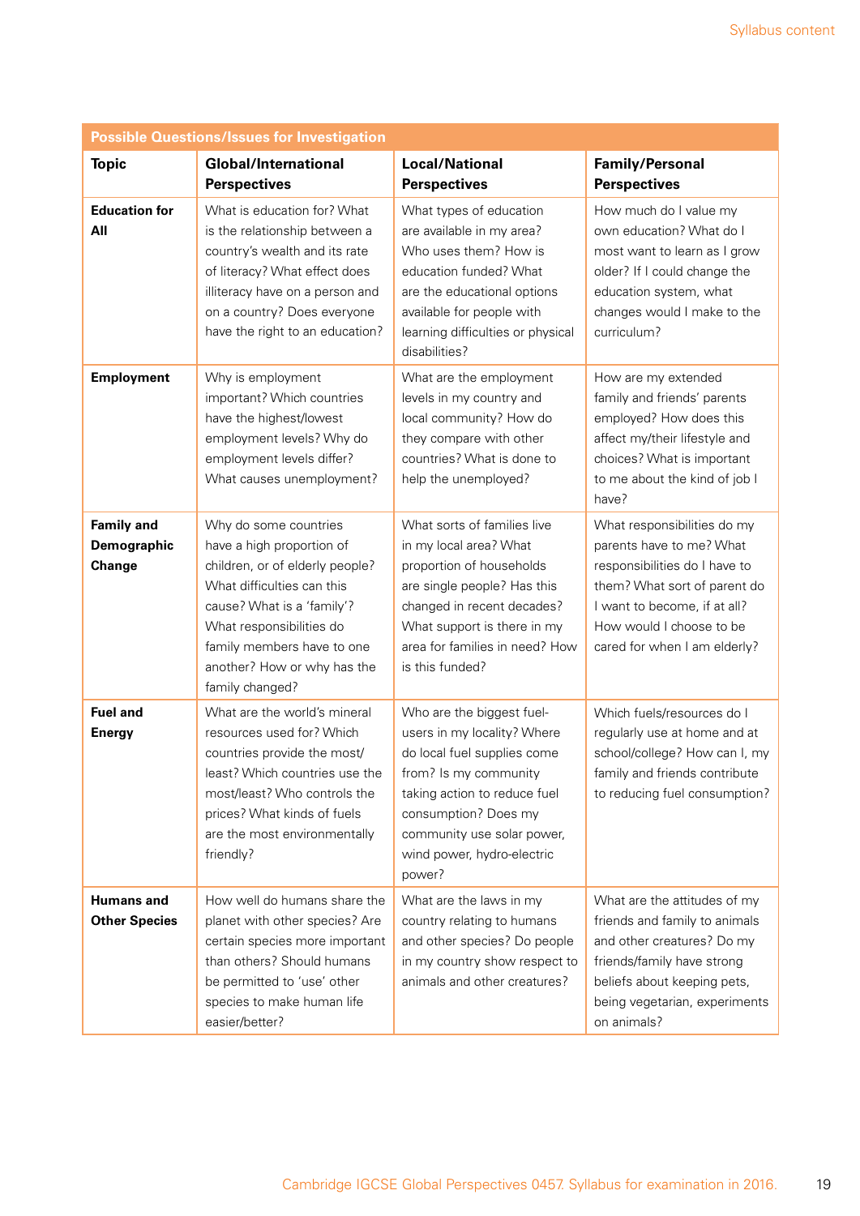| Possible Questions/Issues for Investigation | | | |
|---|---|---|---|
| **Topic** | **Global/International Perspectives** | **Local/National Perspectives** | **Family/Personal Perspectives** |
| **Education for All** | What is education for? What is the relationship between a country's wealth and its rate of literacy? What effect does illiteracy have on a person and on a country? Does everyone have the right to an education? | What types of education are available in my area? Who uses them? How is education funded? What are the educational options available for people with learning difficulties or physical disabilities? | How much do I value my own education? What do I most want to learn as I grow older? If I could change the education system, what changes would I make to the curriculum? |
| **Employment** | Why is employment important? Which countries have the highest/lowest employment levels? Why do employment levels differ? What causes unemployment? | What are the employment levels in my country and local community? How do they compare with other countries? What is done to help the unemployed? | How are my extended family and friends' parents employed? How does this affect my/their lifestyle and choices? What is important to me about the kind of job I have? |
| **Family and Demographic Change** | Why do some countries have a high proportion of children, or of elderly people? What difficulties can this cause? What is a 'family'? What responsibilities do family members have to one another? How or why has the family changed? | What sorts of families live in my local area? What proportion of households are single people? Has this changed in recent decades? What support is there in my area for families in need? How is this funded? | What responsibilities do my parents have to me? What responsibilities do I have to them? What sort of parent do I want to become, if at all? How would I choose to be cared for when I am elderly? |
| **Fuel and Energy** | What are the world's mineral resources used for? Which countries provide the most/least? Which countries use the most/least? Who controls the prices? What kinds of fuels are the most environmentally friendly? | Who are the biggest fuel-users in my locality? Where do local fuel supplies come from? Is my community taking action to reduce fuel consumption? Does my community use solar power, wind power, hydro-electric power? | Which fuels/resources do I regularly use at home and at school/college? How can I, my family and friends contribute to reducing fuel consumption? |
| **Humans and Other Species** | How well do humans share the planet with other species? Are certain species more important than others? Should humans be permitted to 'use' other species to make human life easier/better? | What are the laws in my country relating to humans and other species? Do people in my country show respect to animals and other creatures? | What are the attitudes of my friends and family to animals and other creatures? Do my friends/family have strong beliefs about keeping pets, being vegetarian, experiments on animals? |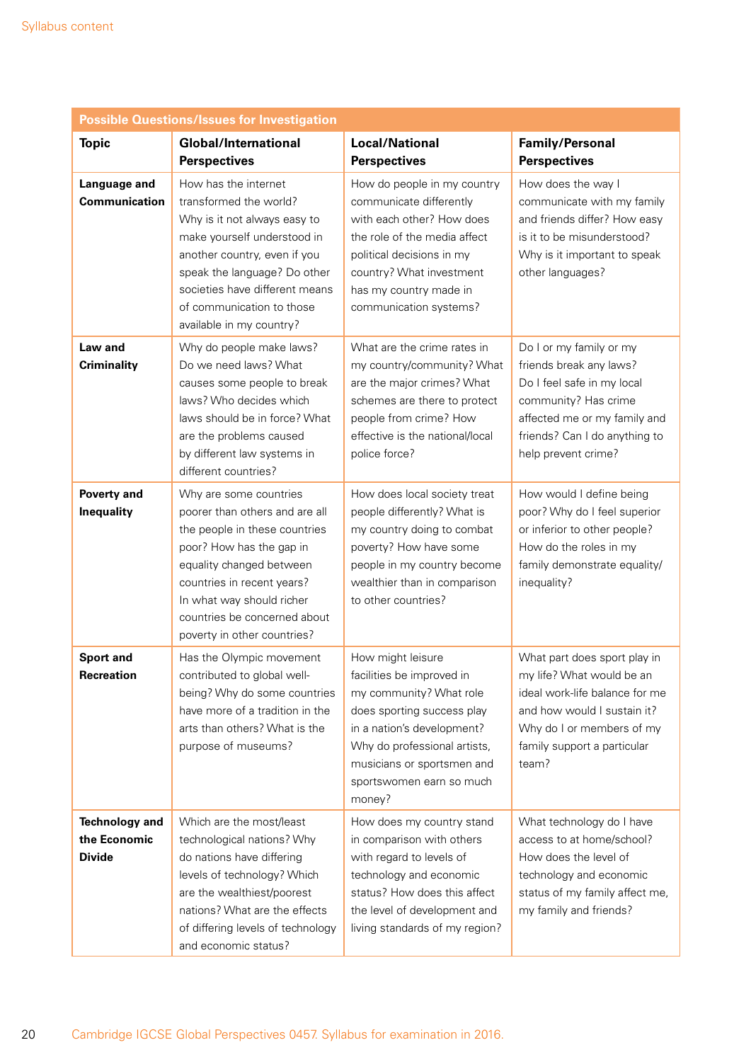| Possible Questions/Issues for Investigation | | | |
|---|---|---|---|
| **Topic** | **Global/International Perspectives** | **Local/National Perspectives** | **Family/Personal Perspectives** |
| **Language and Communication** | How has the internet transformed the world? Why is it not always easy to make yourself understood in another country, even if you speak the language? Do other societies have different means of communication to those available in my country? | How do people in my country communicate differently with each other? How does the role of the media affect political decisions in my country? What investment has my country made in communication systems? | How does the way I communicate with my family and friends differ? How easy is it to be misunderstood? Why is it important to speak other languages? |
| **Law and Criminality** | Why do people make laws? Do we need laws? What causes some people to break laws? Who decides which laws should be in force? What are the problems caused by different law systems in different countries? | What are the crime rates in my country/community? What are the major crimes? What schemes are there to protect people from crime? How effective is the national/local police force? | Do I or my family or my friends break any laws? Do I feel safe in my local community? Has crime affected me or my family and friends? Can I do anything to help prevent crime? |
| **Poverty and Inequality** | Why are some countries poorer than others and are all the people in these countries poor? How has the gap in equality changed between countries in recent years? In what way should richer countries be concerned about poverty in other countries? | How does local society treat people differently? What is my country doing to combat poverty? How have some people in my country become wealthier than in comparison to other countries? | How would I define being poor? Why do I feel superior or inferior to other people? How do the roles in my family demonstrate equality/inequality? |
| **Sport and Recreation** | Has the Olympic movement contributed to global well-being? Why do some countries have more of a tradition in the arts than others? What is the purpose of museums? | How might leisure facilities be improved in my community? What role does sporting success play in a nation's development? Why do professional artists, musicians or sportsmen and sportswomen earn so much money? | What part does sport play in my life? What would be an ideal work-life balance for me and how would I sustain it? Why do I or members of my family support a particular team? |
| **Technology and the Economic Divide** | Which are the most/least technological nations? Why do nations have differing levels of technology? Which are the wealthiest/poorest nations? What are the effects of differing levels of technology and economic status? | How does my country stand in comparison with others with regard to levels of technology and economic status? How does this affect the level of development and living standards of my region? | What technology do I have access to at home/school? How does the level of technology and economic status of my family affect me, my family and friends? |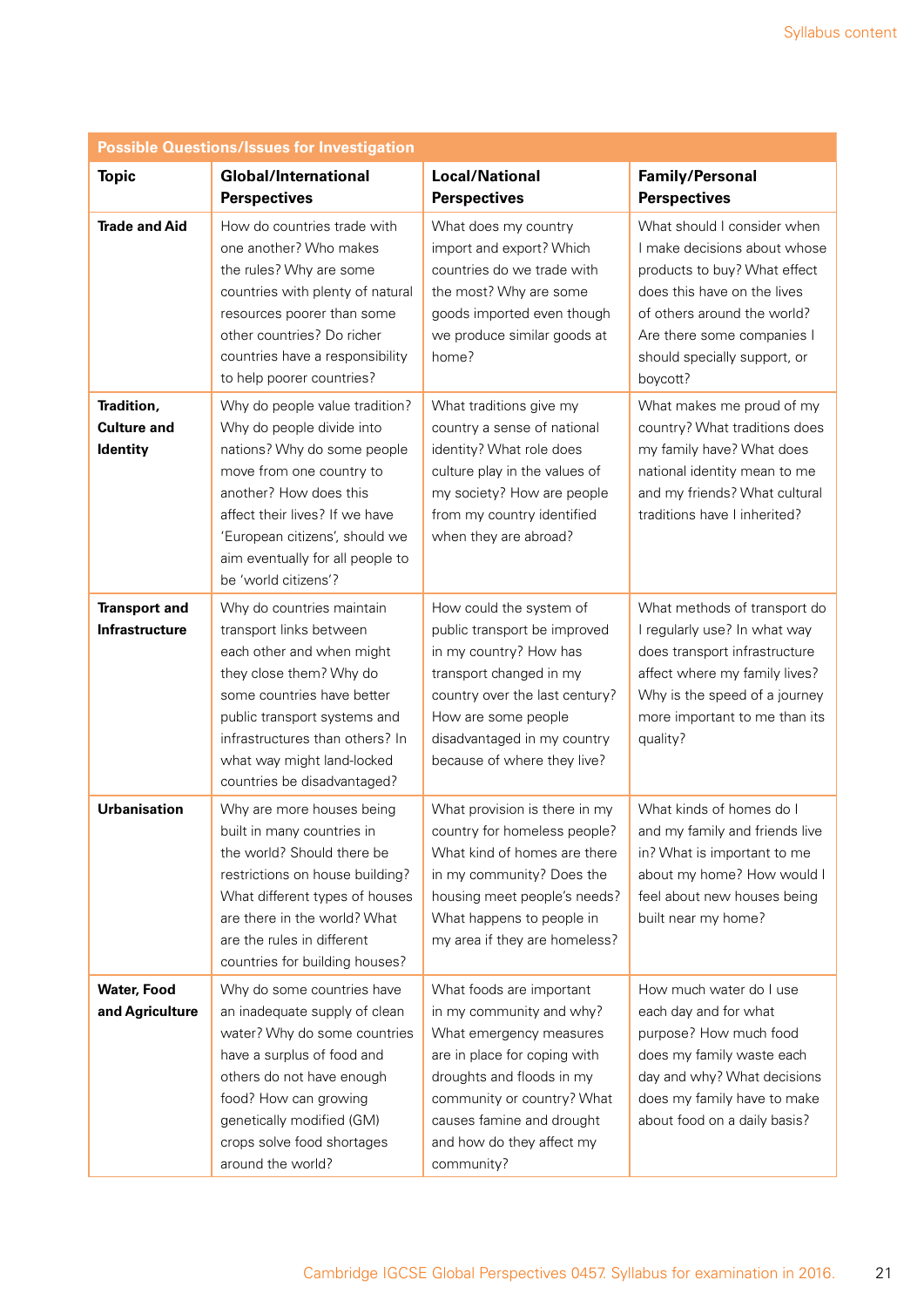| Possible Questions/Issues for Investigation | | | |
|---|---|---|---|
| **Topic** | **Global/International Perspectives** | **Local/National Perspectives** | **Family/Personal Perspectives** |
| **Trade and Aid** | How do countries trade with one another? Who makes the rules? Why are some countries with plenty of natural resources poorer than some other countries? Do richer countries have a responsibility to help poorer countries? | What does my country import and export? Which countries do we trade with the most? Why are some goods imported even though we produce similar goods at home? | What should I consider when I make decisions about whose products to buy? What effect does this have on the lives of others around the world? Are there some companies I should specially support, or boycott? |
| **Tradition, Culture and Identity** | Why do people value tradition? Why do people divide into nations? Why do some people move from one country to another? How does this affect their lives? If we have 'European citizens', should we aim eventually for all people to be 'world citizens'? | What traditions give my country a sense of national identity? What role does culture play in the values of my society? How are people from my country identified when they are abroad? | What makes me proud of my country? What traditions does my family have? What does national identity mean to me and my friends? What cultural traditions have I inherited? |
| **Transport and Infrastructure** | Why do countries maintain transport links between each other and when might they close them? Why do some countries have better public transport systems and infrastructures than others? In what way might land-locked countries be disadvantaged? | How could the system of public transport be improved in my country? How has transport changed in my country over the last century? How are some people disadvantaged in my country because of where they live? | What methods of transport do I regularly use? In what way does transport infrastructure affect where my family lives? Why is the speed of a journey more important to me than its quality? |
| **Urbanisation** | Why are more houses being built in many countries in the world? Should there be restrictions on house building? What different types of houses are there in the world? What are the rules in different countries for building houses? | What provision is there in my country for homeless people? What kind of homes are there in my community? Does the housing meet people's needs? What happens to people in my area if they are homeless? | What kinds of homes do I and my family and friends live in? What is important to me about my home? How would I feel about new houses being built near my home? |
| **Water, Food and Agriculture** | Why do some countries have an inadequate supply of clean water? Why do some countries have a surplus of food and others do not have enough food? How can growing genetically modified (GM) crops solve food shortages around the world? | What foods are important in my community and why? What emergency measures are in place for coping with droughts and floods in my community or country? What causes famine and drought and how do they affect my community? | How much water do I use each day and for what purpose? How much food does my family waste each day and why? What decisions does my family have to make about food on a daily basis? |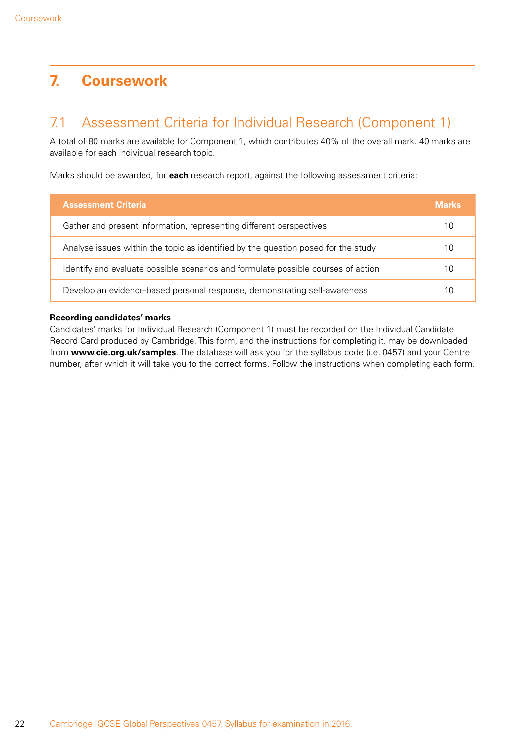# 7. Coursework

## 7.1 Assessment Criteria for Individual Research (Component 1)

A total of 80 marks are available for Component 1, which contributes 40% of the overall mark. 40 marks are available for each individual research topic.

Marks should be awarded, for **each** research report, against the following assessment criteria:

| Assessment Criteria | Marks |
|---|---|
| Gather and present information, representing different perspectives | 10 |
| Analyse issues within the topic as identified by the question posed for the study | 10 |
| Identify and evaluate possible scenarios and formulate possible courses of action | 10 |
| Develop an evidence-based personal response, demonstrating self-awareness | 10 |

**Recording candidates' marks**

Candidates' marks for Individual Research (Component 1) must be recorded on the Individual Candidate Record Card produced by Cambridge. This form, and the instructions for completing it, may be downloaded from **www.cie.org.uk/samples**. The database will ask you for the syllabus code (i.e. 0457) and your Centre number, after which it will take you to the correct forms. Follow the instructions when completing each form.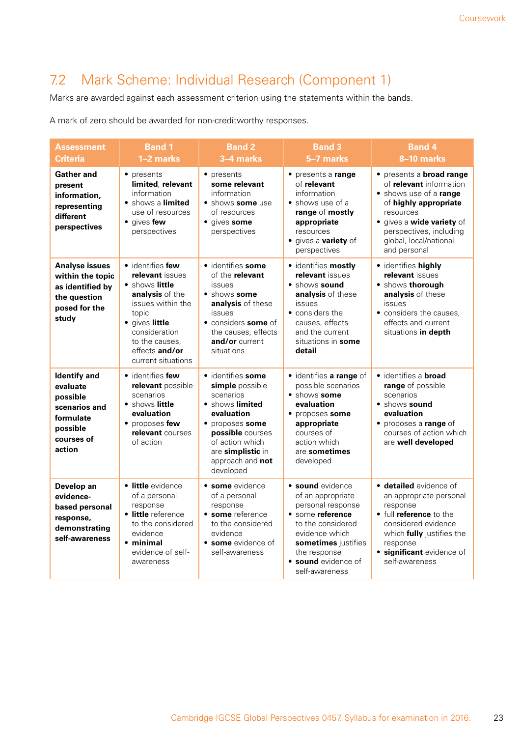## 7.2 Mark Scheme: Individual Research (Component 1)

Marks are awarded against each assessment criterion using the statements within the bands.

A mark of zero should be awarded for non-creditworthy responses.

| Assessment Criteria | Band 1 1–2 marks | Band 2 3–4 marks | Band 3 5–7 marks | Band 4 8–10 marks |
|---|---|---|---|---|
| **Gather and present information, representing different perspectives** | • presents **limited**, **relevant** information<br>• shows a **limited** use of resources<br>• gives **few** perspectives | • presents **some relevant** information<br>• shows **some** use of resources<br>• gives **some** perspectives | • presents a **range** of **relevant** information<br>• shows use of a **range** of **mostly appropriate** resources<br>• gives a **variety** of perspectives | • presents a **broad range** of **relevant** information<br>• shows use of a **range** of **highly appropriate** resources<br>• gives a **wide variety** of perspectives, including global, local/national and personal |
| **Analyse issues within the topic as identified by the question posed for the study** | • identifies **few relevant** issues<br>• shows **little analysis** of the issues within the topic<br>• gives **little** consideration to the causes, effects **and/or** current situations | • identifies **some** of the **relevant** issues<br>• shows **some analysis** of these issues<br>• considers **some** of the causes, effects **and/or** current situations | • identifies **mostly relevant** issues<br>• shows **sound analysis** of these issues<br>• considers the causes, effects and the current situations in **some detail** | • identifies **highly relevant** issues<br>• shows **thorough analysis** of these issues<br>• considers the causes, effects and current situations **in depth** |
| **Identify and evaluate possible scenarios and formulate possible courses of action** | • identifies **few relevant** possible scenarios<br>• shows **little evaluation**<br>• proposes **few relevant** courses of action | • identifies **some simple** possible scenarios<br>• shows **limited evaluation**<br>• proposes **some possible** courses of action which are **simplistic** in approach and **not** developed | • identifies **a range** of possible scenarios<br>• shows **some evaluation**<br>• proposes **some appropriate** courses of action which are **sometimes** developed | • identifies a **broad range** of possible scenarios<br>• shows **sound evaluation**<br>• proposes a **range** of courses of action which are **well developed** |
| **Develop an evidence-based personal response, demonstrating self-awareness** | • **little** evidence of a personal response<br>• **little** reference to the considered evidence<br>• **minimal** evidence of self-awareness | • **some** evidence of a personal response<br>• **some** reference to the considered evidence<br>• **some** evidence of self-awareness | • **sound** evidence of an appropriate personal response<br>• some **reference** to the considered evidence which **sometimes** justifies the response<br>• **sound** evidence of self-awareness | • **detailed** evidence of an appropriate personal response<br>• full **reference** to the considered evidence which **fully** justifies the response<br>• **significant** evidence of self-awareness |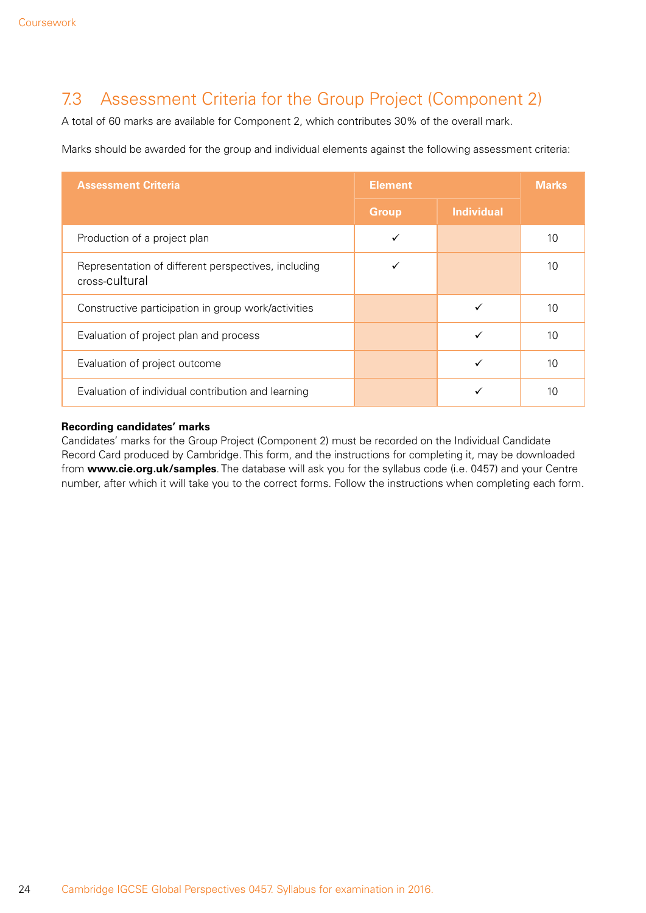## 7.3 Assessment Criteria for the Group Project (Component 2)

A total of 60 marks are available for Component 2, which contributes 30% of the overall mark.

Marks should be awarded for the group and individual elements against the following assessment criteria:

| Assessment Criteria | Element | | Marks |
|---|---|---|---|
| | Group | Individual | |
| Production of a project plan | ✓ | | 10 |
| Representation of different perspectives, including cross-cultural | ✓ | | 10 |
| Constructive participation in group work/activities | | ✓ | 10 |
| Evaluation of project plan and process | | ✓ | 10 |
| Evaluation of project outcome | | ✓ | 10 |
| Evaluation of individual contribution and learning | | ✓ | 10 |

**Recording candidates' marks**
Candidates' marks for the Group Project (Component 2) must be recorded on the Individual Candidate Record Card produced by Cambridge. This form, and the instructions for completing it, may be downloaded from **www.cie.org.uk/samples**. The database will ask you for the syllabus code (i.e. 0457) and your Centre number, after which it will take you to the correct forms. Follow the instructions when completing each form.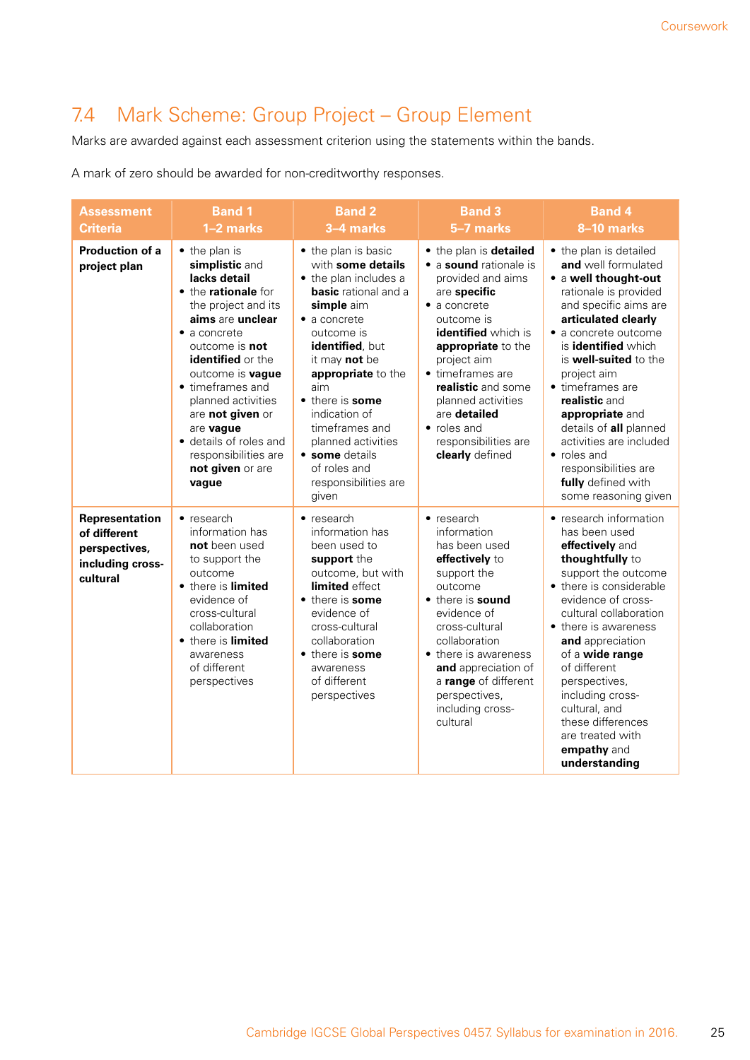## 7.4 Mark Scheme: Group Project – Group Element

Marks are awarded against each assessment criterion using the statements within the bands.

A mark of zero should be awarded for non-creditworthy responses.

| Assessment Criteria | Band 1<br>1–2 marks | Band 2<br>3–4 marks | Band 3<br>5–7 marks | Band 4<br>8–10 marks |
|---|---|---|---|---|
| **Production of a project plan** | • the plan is **simplistic** and **lacks detail**<br>• the **rationale** for the project and its **aims** are **unclear**<br>• a concrete outcome is **not identified** or the outcome is **vague**<br>• timeframes and planned activities are **not given** or are **vague**<br>• details of roles and responsibilities are **not given** or are **vague** | • the plan is basic with **some details**<br>• the plan includes a **basic** rational and a **simple** aim<br>• a concrete outcome is **identified**, but it may **not** be **appropriate** to the aim<br>• there is **some** indication of timeframes and planned activities<br>• **some** details of roles and responsibilities are given | • the plan is **detailed**<br>• a **sound** rationale is provided and aims are **specific**<br>• a concrete outcome is **identified** which is **appropriate** to the project aim<br>• timeframes are **realistic** and some planned activities are **detailed**<br>• roles and responsibilities are **clearly** defined | • the plan is detailed **and** well formulated<br>• a **well thought-out** rationale is provided and specific aims are **articulated clearly**<br>• a concrete outcome is **identified** which is **well-suited** to the project aim<br>• timeframes are **realistic** and **appropriate** and details of **all** planned activities are included<br>• roles and responsibilities are **fully** defined with some reasoning given |
| **Representation of different perspectives, including cross-cultural** | • research information has **not** been used to support the outcome<br>• there is **limited** evidence of cross-cultural collaboration<br>• there is **limited** awareness of different perspectives | • research information has been used to **support** the outcome, but with **limited** effect<br>• there is **some** evidence of cross-cultural collaboration<br>• there is **some** awareness of different perspectives | • research information has been used **effectively** to support the outcome<br>• there is **sound** evidence of cross-cultural collaboration<br>• there is awareness **and** appreciation of a **range** of different perspectives, including cross-cultural | • research information has been used **effectively** and **thoughtfully** to support the outcome<br>• there is considerable evidence of cross-cultural collaboration<br>• there is awareness **and** appreciation of a **wide range** of different perspectives, including cross-cultural, and these differences are treated with **empathy** and **understanding** |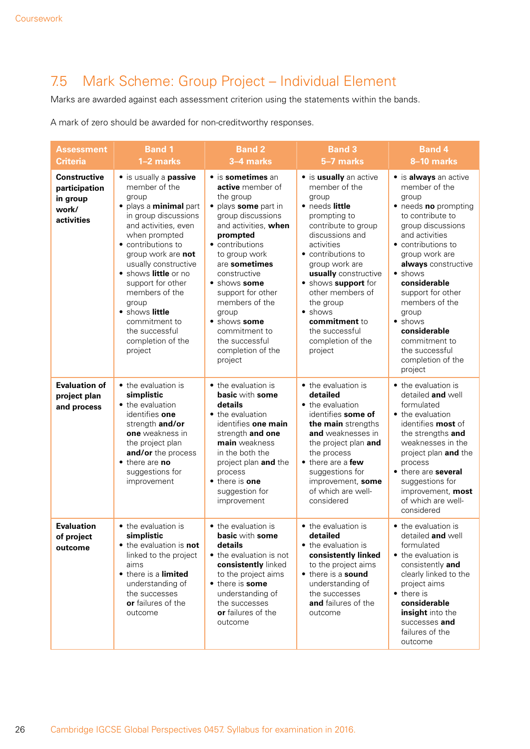## 7.5 Mark Scheme: Group Project – Individual Element

Marks are awarded against each assessment criterion using the statements within the bands.

A mark of zero should be awarded for non-creditworthy responses.

| Assessment Criteria | Band 1 1–2 marks | Band 2 3–4 marks | Band 3 5–7 marks | Band 4 8–10 marks |
|---|---|---|---|---|
| **Constructive participation in group work/ activities** | • is usually a **passive** member of the group<br>• plays a **minimal** part in group discussions and activities, even when prompted<br>• contributions to group work are **not** usually constructive<br>• shows **little** or no support for other members of the group<br>• shows **little** commitment to the successful completion of the project | • is **sometimes** an **active** member of the group<br>• plays **some** part in group discussions and activities, **when prompted**<br>• contributions to group work are **sometimes** constructive<br>• shows **some** support for other members of the group<br>• shows **some** commitment to the successful completion of the project | • is **usually** an active member of the group<br>• needs **little** prompting to contribute to group discussions and activities<br>• contributions to group work are **usually** constructive<br>• shows **support** for other members of the group<br>• shows **commitment** to the successful completion of the project | • is **always** an active member of the group<br>• needs **no** prompting to contribute to group discussions and activities<br>• contributions to group work are **always** constructive<br>• shows **considerable** support for other members of the group<br>• shows **considerable** commitment to the successful completion of the project |
| **Evaluation of project plan and process** | • the evaluation is **simplistic**<br>• the evaluation identifies **one** strength **and/or** **one** weakness in the project plan **and/or** the process<br>• there are **no** suggestions for improvement | • the evaluation is **basic** with **some details**<br>• the evaluation identifies **one main** strength **and one main** weakness in the both the project plan **and** the process<br>• there is **one** suggestion for improvement | • the evaluation is **detailed**<br>• the evaluation identifies **some of the main** strengths **and** weaknesses in the project plan **and** the process<br>• there are a **few** suggestions for improvement, **some** of which are well-considered | • the evaluation is detailed **and** well formulated<br>• the evaluation identifies **most** of the strengths **and** weaknesses in the project plan **and** the process<br>• there are **several** suggestions for improvement, **most** of which are well-considered |
| **Evaluation of project outcome** | • the evaluation is **simplistic**<br>• the evaluation is **not** linked to the project aims<br>• there is a **limited** understanding of the successes **or** failures of the outcome | • the evaluation is **basic** with **some details**<br>• the evaluation is not **consistently** linked to the project aims<br>• there is **some** understanding of the successes **or** failures of the outcome | • the evaluation is **detailed**<br>• the evaluation is **consistently linked** to the project aims<br>• there is a **sound** understanding of the successes **and** failures of the outcome | • the evaluation is detailed **and** well formulated<br>• the evaluation is consistently **and** clearly linked to the project aims<br>• there is **considerable insight** into the successes **and** failures of the outcome |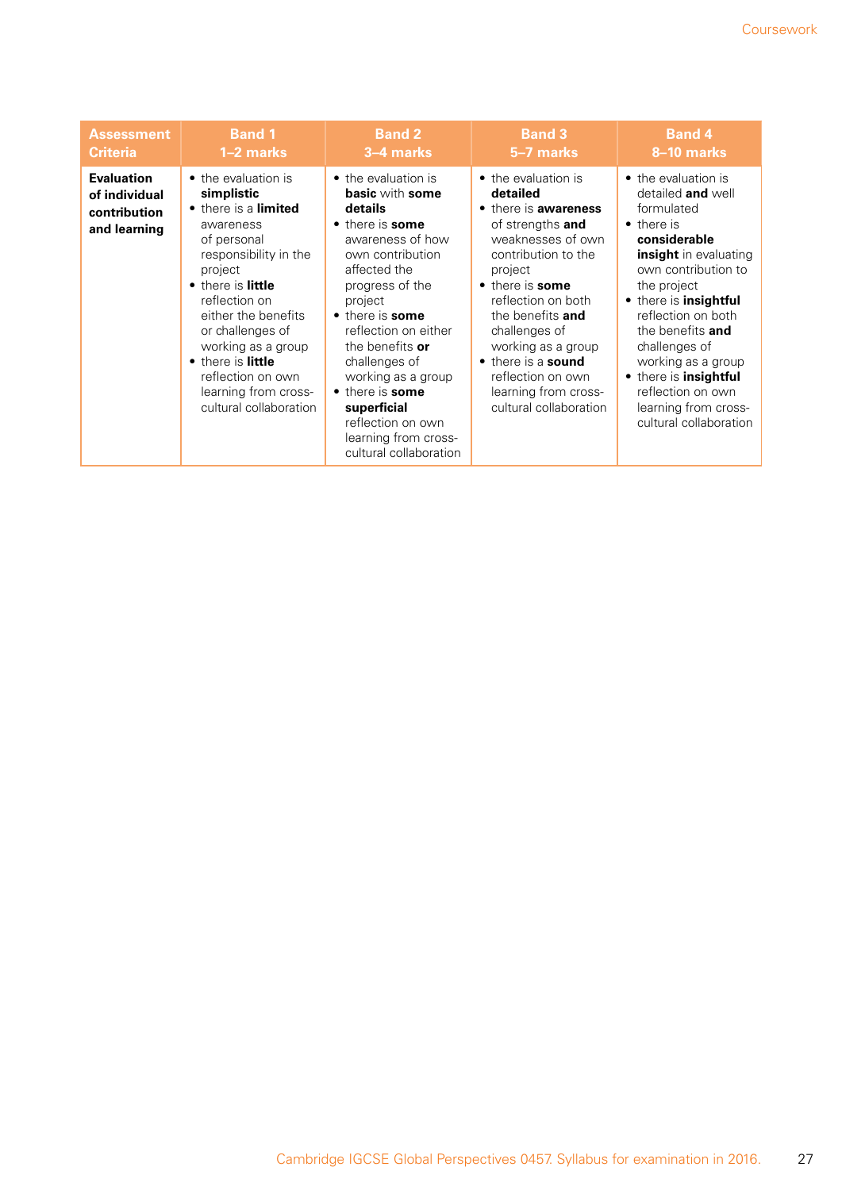| Assessment Criteria | Band 1<br>1–2 marks | Band 2<br>3–4 marks | Band 3<br>5–7 marks | Band 4<br>8–10 marks |
|---|---|---|---|---|
| **Evaluation of individual contribution and learning** | • the evaluation is **simplistic**<br>• there is a **limited** awareness of personal responsibility in the project<br>• there is **little** reflection on either the benefits or challenges of working as a group<br>• there is **little** reflection on own learning from cross-cultural collaboration | • the evaluation is **basic** with **some details**<br>• there is **some** awareness of how own contribution affected the progress of the project<br>• there is **some** reflection on either the benefits **or** challenges of working as a group<br>• there is **some superficial** reflection on own learning from cross-cultural collaboration | • the evaluation is **detailed**<br>• there is **awareness** of strengths **and** weaknesses of own contribution to the project<br>• there is **some** reflection on both the benefits **and** the challenges of working as a group<br>• there is a **sound** reflection on own learning from cross-cultural collaboration | • the evaluation is detailed **and** well formulated<br>• there is **considerable insight** in evaluating own contribution to the project<br>• there is **insightful** reflection on both the benefits **and** challenges of working as a group<br>• there is **insightful** reflection on own learning from cross-cultural collaboration |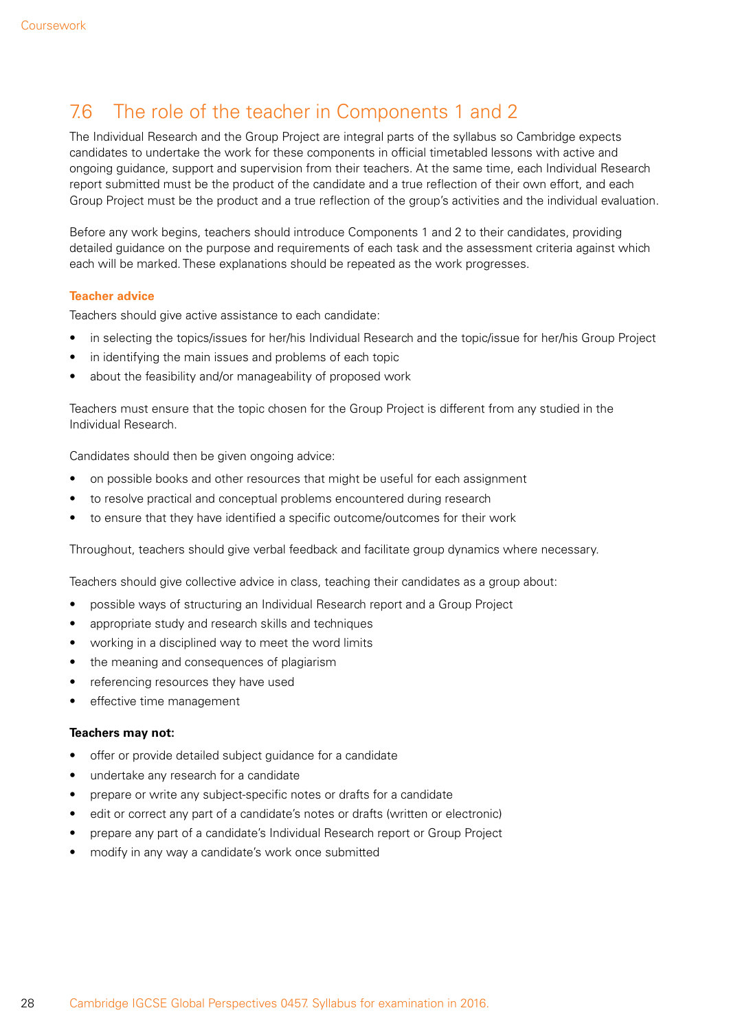## 7.6 The role of the teacher in Components 1 and 2

The Individual Research and the Group Project are integral parts of the syllabus so Cambridge expects candidates to undertake the work for these components in official timetabled lessons with active and ongoing guidance, support and supervision from their teachers. At the same time, each Individual Research report submitted must be the product of the candidate and a true reflection of their own effort, and each Group Project must be the product and a true reflection of the group's activities and the individual evaluation.

Before any work begins, teachers should introduce Components 1 and 2 to their candidates, providing detailed guidance on the purpose and requirements of each task and the assessment criteria against which each will be marked. These explanations should be repeated as the work progresses.

### Teacher advice

Teachers should give active assistance to each candidate:

- in selecting the topics/issues for her/his Individual Research and the topic/issue for her/his Group Project
- in identifying the main issues and problems of each topic
- about the feasibility and/or manageability of proposed work

Teachers must ensure that the topic chosen for the Group Project is different from any studied in the Individual Research.

Candidates should then be given ongoing advice:

- on possible books and other resources that might be useful for each assignment
- to resolve practical and conceptual problems encountered during research
- to ensure that they have identified a specific outcome/outcomes for their work

Throughout, teachers should give verbal feedback and facilitate group dynamics where necessary.

Teachers should give collective advice in class, teaching their candidates as a group about:

- possible ways of structuring an Individual Research report and a Group Project
- appropriate study and research skills and techniques
- working in a disciplined way to meet the word limits
- the meaning and consequences of plagiarism
- referencing resources they have used
- effective time management

**Teachers may not:**

- offer or provide detailed subject guidance for a candidate
- undertake any research for a candidate
- prepare or write any subject-specific notes or drafts for a candidate
- edit or correct any part of a candidate's notes or drafts (written or electronic)
- prepare any part of a candidate's Individual Research report or Group Project
- modify in any way a candidate's work once submitted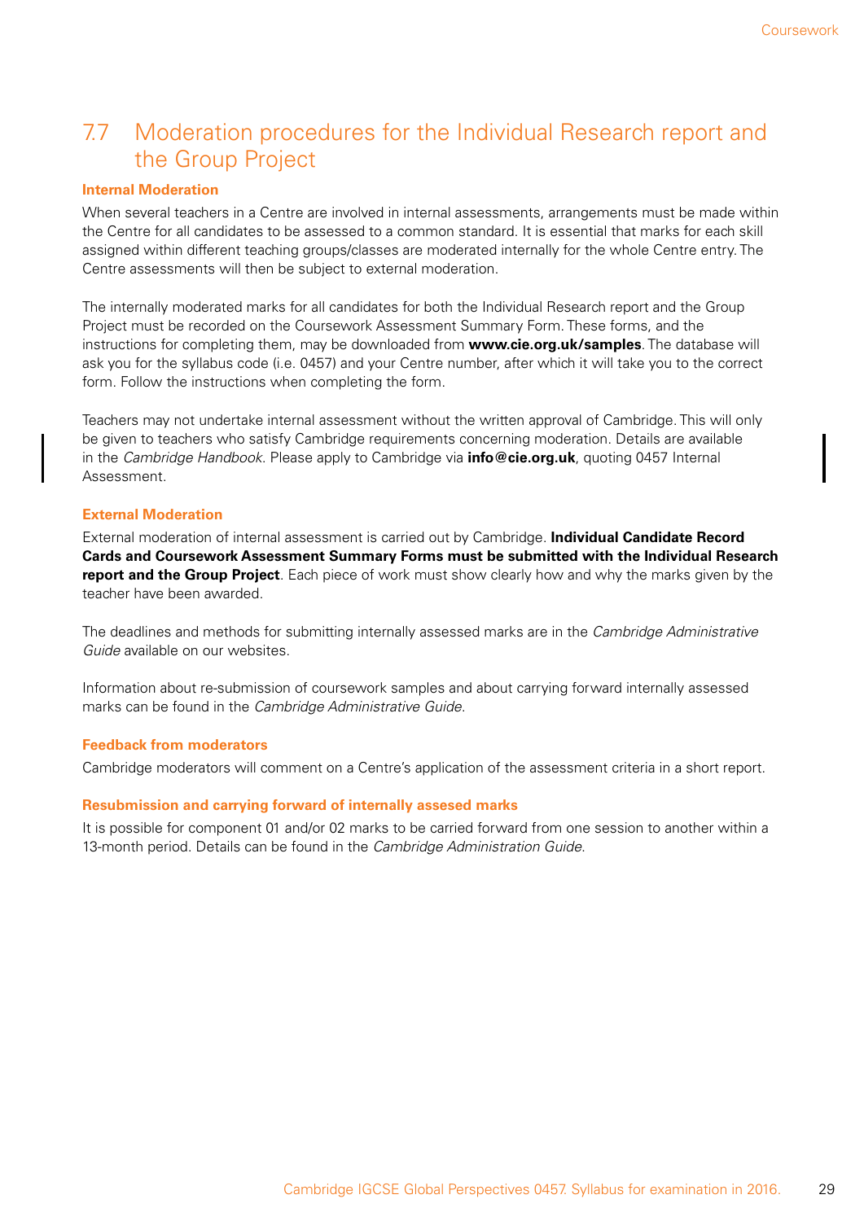## 7.7 Moderation procedures for the Individual Research report and the Group Project

### Internal Moderation

When several teachers in a Centre are involved in internal assessments, arrangements must be made within the Centre for all candidates to be assessed to a common standard. It is essential that marks for each skill assigned within different teaching groups/classes are moderated internally for the whole Centre entry. The Centre assessments will then be subject to external moderation.

The internally moderated marks for all candidates for both the Individual Research report and the Group Project must be recorded on the Coursework Assessment Summary Form. These forms, and the instructions for completing them, may be downloaded from **www.cie.org.uk/samples**. The database will ask you for the syllabus code (i.e. 0457) and your Centre number, after which it will take you to the correct form. Follow the instructions when completing the form.

Teachers may not undertake internal assessment without the written approval of Cambridge. This will only be given to teachers who satisfy Cambridge requirements concerning moderation. Details are available in the *Cambridge Handbook*. Please apply to Cambridge via **info@cie.org.uk**, quoting 0457 Internal Assessment.

### External Moderation

External moderation of internal assessment is carried out by Cambridge. **Individual Candidate Record Cards and Coursework Assessment Summary Forms must be submitted with the Individual Research report and the Group Project**. Each piece of work must show clearly how and why the marks given by the teacher have been awarded.

The deadlines and methods for submitting internally assessed marks are in the *Cambridge Administrative Guide* available on our websites.

Information about re-submission of coursework samples and about carrying forward internally assessed marks can be found in the *Cambridge Administrative Guide*.

### Feedback from moderators

Cambridge moderators will comment on a Centre's application of the assessment criteria in a short report.

### Resubmission and carrying forward of internally assesed marks

It is possible for component 01 and/or 02 marks to be carried forward from one session to another within a 13-month period. Details can be found in the *Cambridge Administration Guide*.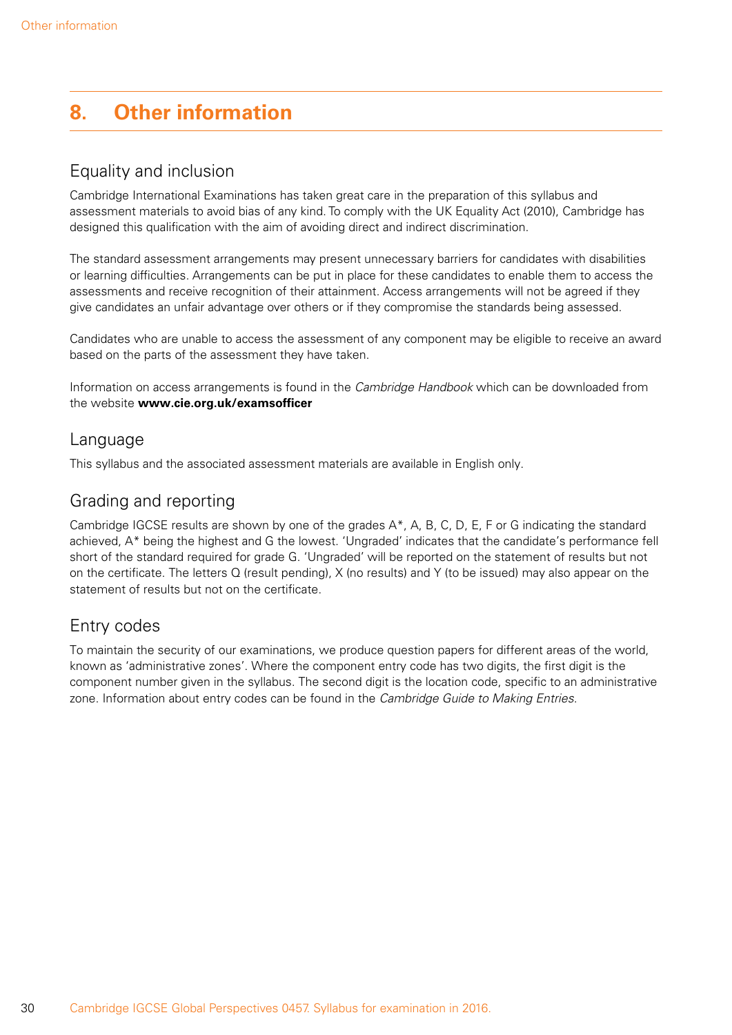# 8. Other information

## Equality and inclusion

Cambridge International Examinations has taken great care in the preparation of this syllabus and assessment materials to avoid bias of any kind. To comply with the UK Equality Act (2010), Cambridge has designed this qualification with the aim of avoiding direct and indirect discrimination.

The standard assessment arrangements may present unnecessary barriers for candidates with disabilities or learning difficulties. Arrangements can be put in place for these candidates to enable them to access the assessments and receive recognition of their attainment. Access arrangements will not be agreed if they give candidates an unfair advantage over others or if they compromise the standards being assessed.

Candidates who are unable to access the assessment of any component may be eligible to receive an award based on the parts of the assessment they have taken.

Information on access arrangements is found in the *Cambridge Handbook* which can be downloaded from the website **www.cie.org.uk/examsofficer**

## Language

This syllabus and the associated assessment materials are available in English only.

## Grading and reporting

Cambridge IGCSE results are shown by one of the grades A*, A, B, C, D, E, F or G indicating the standard achieved, A* being the highest and G the lowest. 'Ungraded' indicates that the candidate's performance fell short of the standard required for grade G. 'Ungraded' will be reported on the statement of results but not on the certificate. The letters Q (result pending), X (no results) and Y (to be issued) may also appear on the statement of results but not on the certificate.

## Entry codes

To maintain the security of our examinations, we produce question papers for different areas of the world, known as 'administrative zones'. Where the component entry code has two digits, the first digit is the component number given in the syllabus. The second digit is the location code, specific to an administrative zone. Information about entry codes can be found in the *Cambridge Guide to Making Entries*.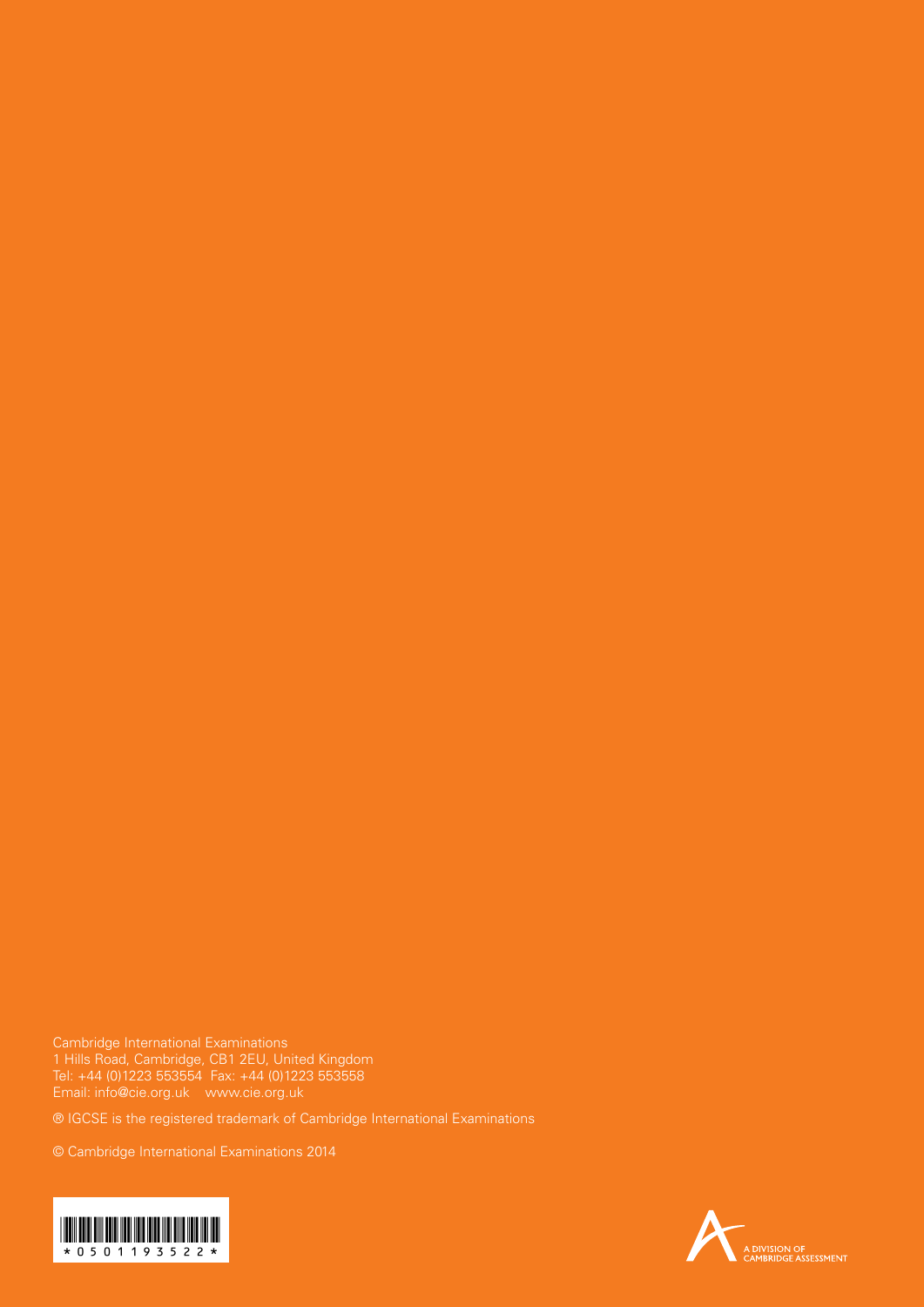Cambridge International Examinations
1 Hills Road, Cambridge, CB1 2EU, United Kingdom
Tel: +44 (0)1223 553554 Fax: +44 (0)1223 553558
Email: info@cie.org.uk www.cie.org.uk

® IGCSE is the registered trademark of Cambridge International Examinations

© Cambridge International Examinations 2014

*0501193522*

A DIVISION OF
CAMBRIDGE ASSESSMENT